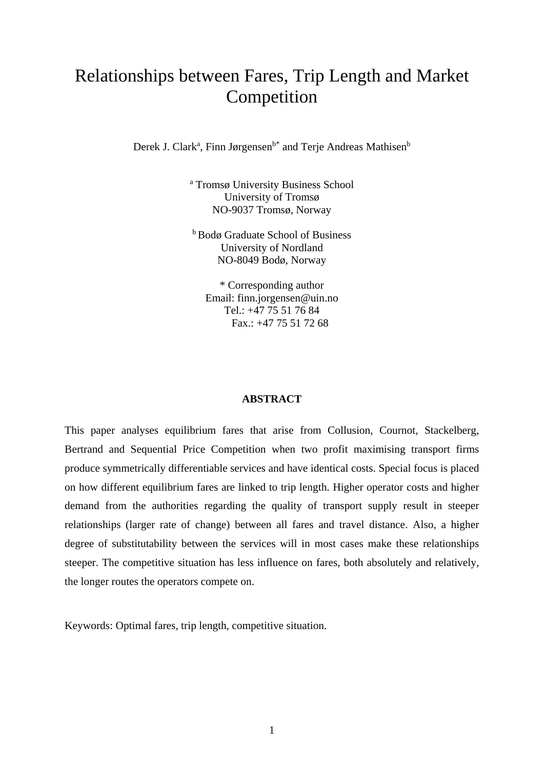# Relationships between Fares, Trip Length and Market Competition

Derek J. Clark[a], Finn Jørgensen[b*] and Terje Andreas Mathisen[b]

[a] Tromsø University Business School
University of Tromsø
NO-9037 Tromsø, Norway

[b] Bodø Graduate School of Business
University of Nordland
NO-8049 Bodø, Norway

* Corresponding author
Email: finn.jorgensen@uin.no
Tel.: +47 75 51 76 84
Fax.: +47 75 51 72 68

**ABSTRACT**

This paper analyses equilibrium fares that arise from Collusion, Cournot, Stackelberg, Bertrand and Sequential Price Competition when two profit maximising transport firms produce symmetrically differentiable services and have identical costs. Special focus is placed on how different equilibrium fares are linked to trip length. Higher operator costs and higher demand from the authorities regarding the quality of transport supply result in steeper relationships (larger rate of change) between all fares and travel distance. Also, a higher degree of substitutability between the services will in most cases make these relationships steeper. The competitive situation has less influence on fares, both absolutely and relatively, the longer routes the operators compete on.

Keywords: Optimal fares, trip length, competitive situation.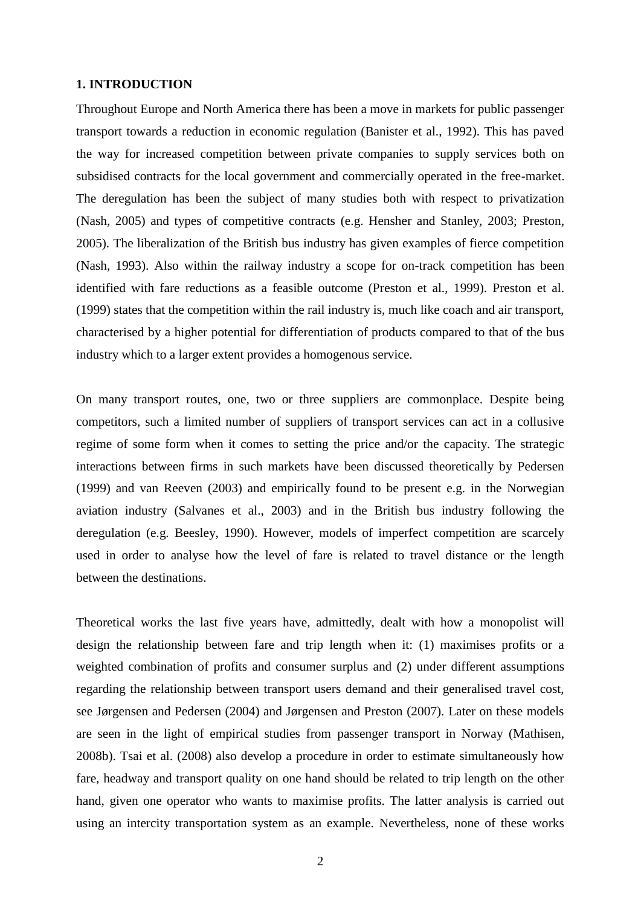## 1. INTRODUCTION

Throughout Europe and North America there has been a move in markets for public passenger transport towards a reduction in economic regulation (Banister et al., 1992). This has paved the way for increased competition between private companies to supply services both on subsidised contracts for the local government and commercially operated in the free-market. The deregulation has been the subject of many studies both with respect to privatization (Nash, 2005) and types of competitive contracts (e.g. Hensher and Stanley, 2003; Preston, 2005). The liberalization of the British bus industry has given examples of fierce competition (Nash, 1993). Also within the railway industry a scope for on-track competition has been identified with fare reductions as a feasible outcome (Preston et al., 1999). Preston et al. (1999) states that the competition within the rail industry is, much like coach and air transport, characterised by a higher potential for differentiation of products compared to that of the bus industry which to a larger extent provides a homogenous service.

On many transport routes, one, two or three suppliers are commonplace. Despite being competitors, such a limited number of suppliers of transport services can act in a collusive regime of some form when it comes to setting the price and/or the capacity. The strategic interactions between firms in such markets have been discussed theoretically by Pedersen (1999) and van Reeven (2003) and empirically found to be present e.g. in the Norwegian aviation industry (Salvanes et al., 2003) and in the British bus industry following the deregulation (e.g. Beesley, 1990). However, models of imperfect competition are scarcely used in order to analyse how the level of fare is related to travel distance or the length between the destinations.

Theoretical works the last five years have, admittedly, dealt with how a monopolist will design the relationship between fare and trip length when it: (1) maximises profits or a weighted combination of profits and consumer surplus and (2) under different assumptions regarding the relationship between transport users demand and their generalised travel cost, see Jørgensen and Pedersen (2004) and Jørgensen and Preston (2007). Later on these models are seen in the light of empirical studies from passenger transport in Norway (Mathisen, 2008b). Tsai et al. (2008) also develop a procedure in order to estimate simultaneously how fare, headway and transport quality on one hand should be related to trip length on the other hand, given one operator who wants to maximise profits. The latter analysis is carried out using an intercity transportation system as an example. Nevertheless, none of these works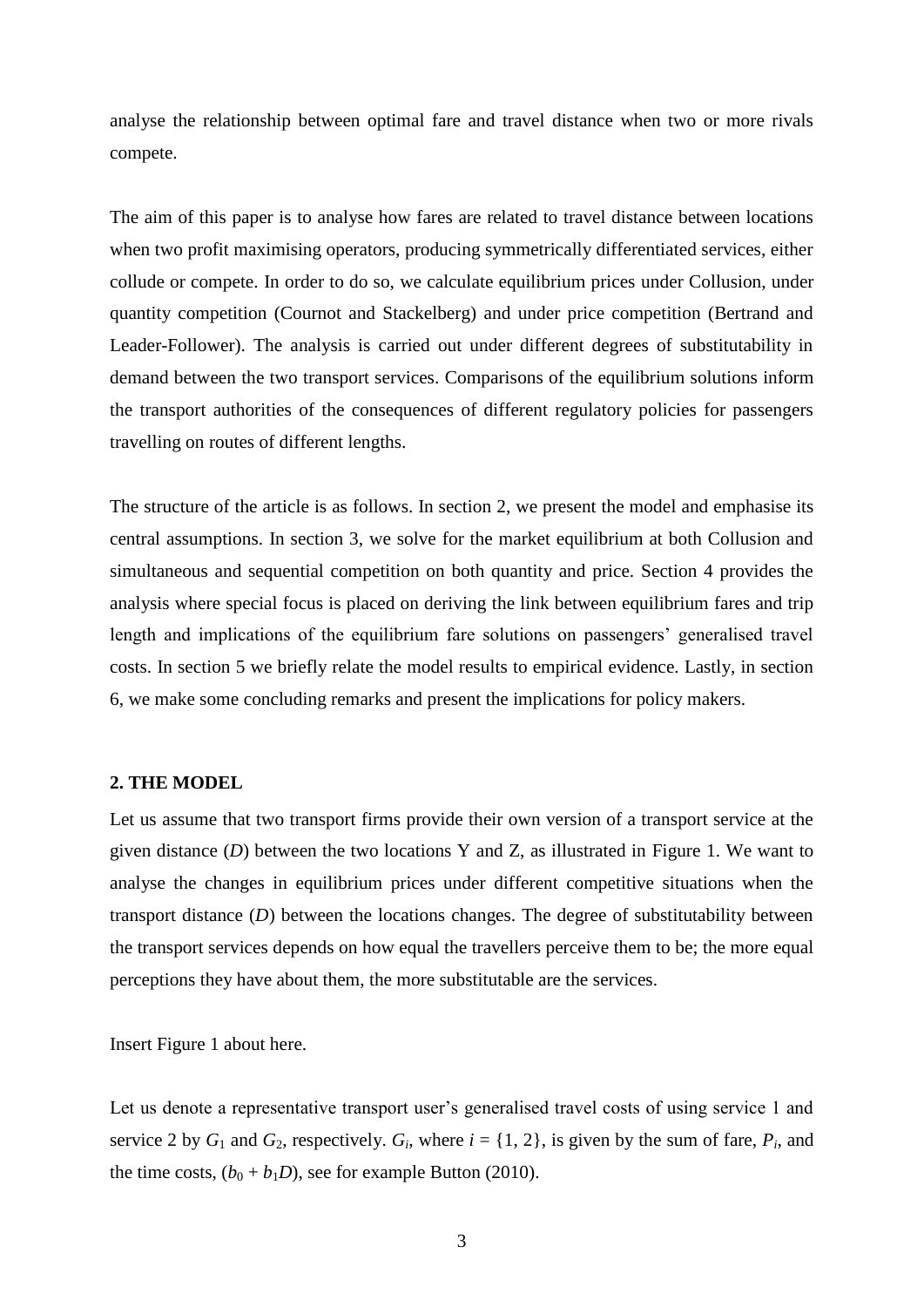analyse the relationship between optimal fare and travel distance when two or more rivals compete.

The aim of this paper is to analyse how fares are related to travel distance between locations when two profit maximising operators, producing symmetrically differentiated services, either collude or compete. In order to do so, we calculate equilibrium prices under Collusion, under quantity competition (Cournot and Stackelberg) and under price competition (Bertrand and Leader-Follower). The analysis is carried out under different degrees of substitutability in demand between the two transport services. Comparisons of the equilibrium solutions inform the transport authorities of the consequences of different regulatory policies for passengers travelling on routes of different lengths.

The structure of the article is as follows. In section 2, we present the model and emphasise its central assumptions. In section 3, we solve for the market equilibrium at both Collusion and simultaneous and sequential competition on both quantity and price. Section 4 provides the analysis where special focus is placed on deriving the link between equilibrium fares and trip length and implications of the equilibrium fare solutions on passengers' generalised travel costs. In section 5 we briefly relate the model results to empirical evidence. Lastly, in section 6, we make some concluding remarks and present the implications for policy makers.

## 2. THE MODEL

Let us assume that two transport firms provide their own version of a transport service at the given distance ($D$) between the two locations Y and Z, as illustrated in Figure 1. We want to analyse the changes in equilibrium prices under different competitive situations when the transport distance ($D$) between the locations changes. The degree of substitutability between the transport services depends on how equal the travellers perceive them to be; the more equal perceptions they have about them, the more substitutable are the services.

Insert Figure 1 about here.

Let us denote a representative transport user's generalised travel costs of using service 1 and service 2 by $G_1$ and $G_2$, respectively. $G_i$, where $i = \{1, 2\}$, is given by the sum of fare, $P_i$, and the time costs, $(b_0 + b_1D)$, see for example Button (2010).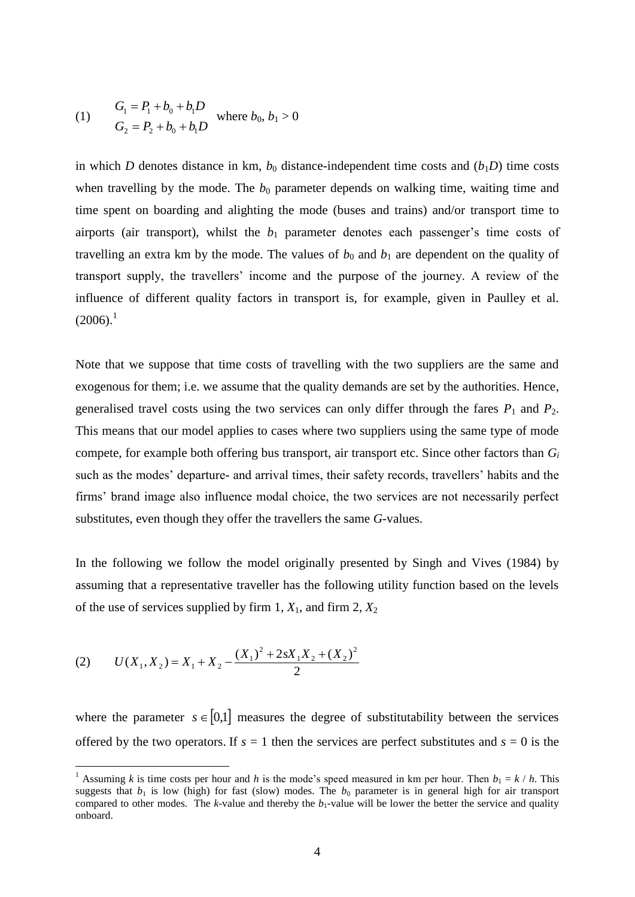$$
(1) \qquad \begin{aligned} G_1 &= P_1 + b_0 + b_1 D \\ G_2 &= P_2 + b_0 + b_1 D \end{aligned} \quad \text{where } b_0,\, b_1 > 0
$$

in which $D$ denotes distance in km, $b_0$ distance-independent time costs and ($b_1 D$) time costs when travelling by the mode. The $b_0$ parameter depends on walking time, waiting time and time spent on boarding and alighting the mode (buses and trains) and/or transport time to airports (air transport), whilst the $b_1$ parameter denotes each passenger's time costs of travelling an extra km by the mode. The values of $b_0$ and $b_1$ are dependent on the quality of transport supply, the travellers' income and the purpose of the journey. A review of the influence of different quality factors in transport is, for example, given in Paulley et al. (2006).[1]

Note that we suppose that time costs of travelling with the two suppliers are the same and exogenous for them; i.e. we assume that the quality demands are set by the authorities. Hence, generalised travel costs using the two services can only differ through the fares $P_1$ and $P_2$. This means that our model applies to cases where two suppliers using the same type of mode compete, for example both offering bus transport, air transport etc. Since other factors than $G_i$ such as the modes' departure- and arrival times, their safety records, travellers' habits and the firms' brand image also influence modal choice, the two services are not necessarily perfect substitutes, even though they offer the travellers the same $G$-values.

In the following we follow the model originally presented by Singh and Vives (1984) by assuming that a representative traveller has the following utility function based on the levels of the use of services supplied by firm 1, $X_1$, and firm 2, $X_2$

$$
(2) \qquad U(X_1, X_2) = X_1 + X_2 - \frac{(X_1)^2 + 2sX_1X_2 + (X_2)^2}{2}
$$

where the parameter $s \in [0,1]$ measures the degree of substitutability between the services offered by the two operators. If $s = 1$ then the services are perfect substitutes and $s = 0$ is the

[1] Assuming $k$ is time costs per hour and $h$ is the mode's speed measured in km per hour. Then $b_1 = k / h$. This suggests that $b_1$ is low (high) for fast (slow) modes. The $b_0$ parameter is in general high for air transport compared to other modes. The $k$-value and thereby the $b_1$-value will be lower the better the service and quality onboard.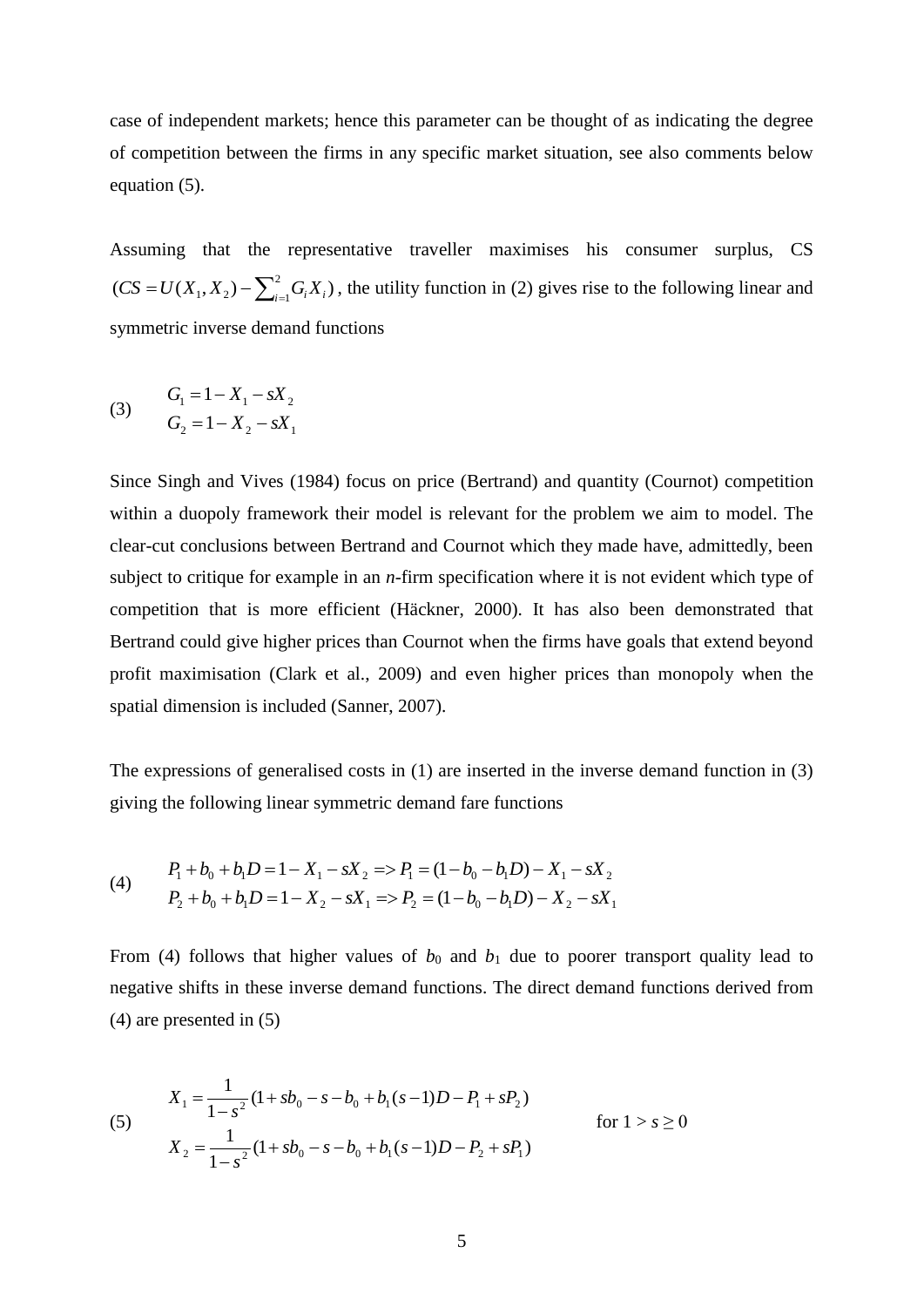case of independent markets; hence this parameter can be thought of as indicating the degree of competition between the firms in any specific market situation, see also comments below equation (5).

Assuming that the representative traveller maximises his consumer surplus, CS $(CS = U(X_1, X_2) - \sum_{i=1}^{2} G_i X_i)$, the utility function in (2) gives rise to the following linear and symmetric inverse demand functions

$$
\begin{aligned}
G_1 &= 1 - X_1 - sX_2 \\
G_2 &= 1 - X_2 - sX_1
\end{aligned} \tag{3}
$$

Since Singh and Vives (1984) focus on price (Bertrand) and quantity (Cournot) competition within a duopoly framework their model is relevant for the problem we aim to model. The clear-cut conclusions between Bertrand and Cournot which they made have, admittedly, been subject to critique for example in an *n*-firm specification where it is not evident which type of competition that is more efficient (Häckner, 2000). It has also been demonstrated that Bertrand could give higher prices than Cournot when the firms have goals that extend beyond profit maximisation (Clark et al., 2009) and even higher prices than monopoly when the spatial dimension is included (Sanner, 2007).

The expressions of generalised costs in (1) are inserted in the inverse demand function in (3) giving the following linear symmetric demand fare functions

$$
\begin{aligned}
P_1 + b_0 + b_1 D = 1 - X_1 - sX_2 &\Rightarrow P_1 = (1 - b_0 - b_1 D) - X_1 - sX_2 \\
P_2 + b_0 + b_1 D = 1 - X_2 - sX_1 &\Rightarrow P_2 = (1 - b_0 - b_1 D) - X_2 - sX_1
\end{aligned} \tag{4}
$$

From (4) follows that higher values of $b_0$ and $b_1$ due to poorer transport quality lead to negative shifts in these inverse demand functions. The direct demand functions derived from (4) are presented in (5)

$$
\begin{aligned}
X_1 &= \frac{1}{1-s^2}(1 + sb_0 - s - b_0 + b_1(s-1)D - P_1 + sP_2) \\
X_2 &= \frac{1}{1-s^2}(1 + sb_0 - s - b_0 + b_1(s-1)D - P_2 + sP_1)
\end{aligned} \qquad \text{for } 1 > s \geq 0 \tag{5}
$$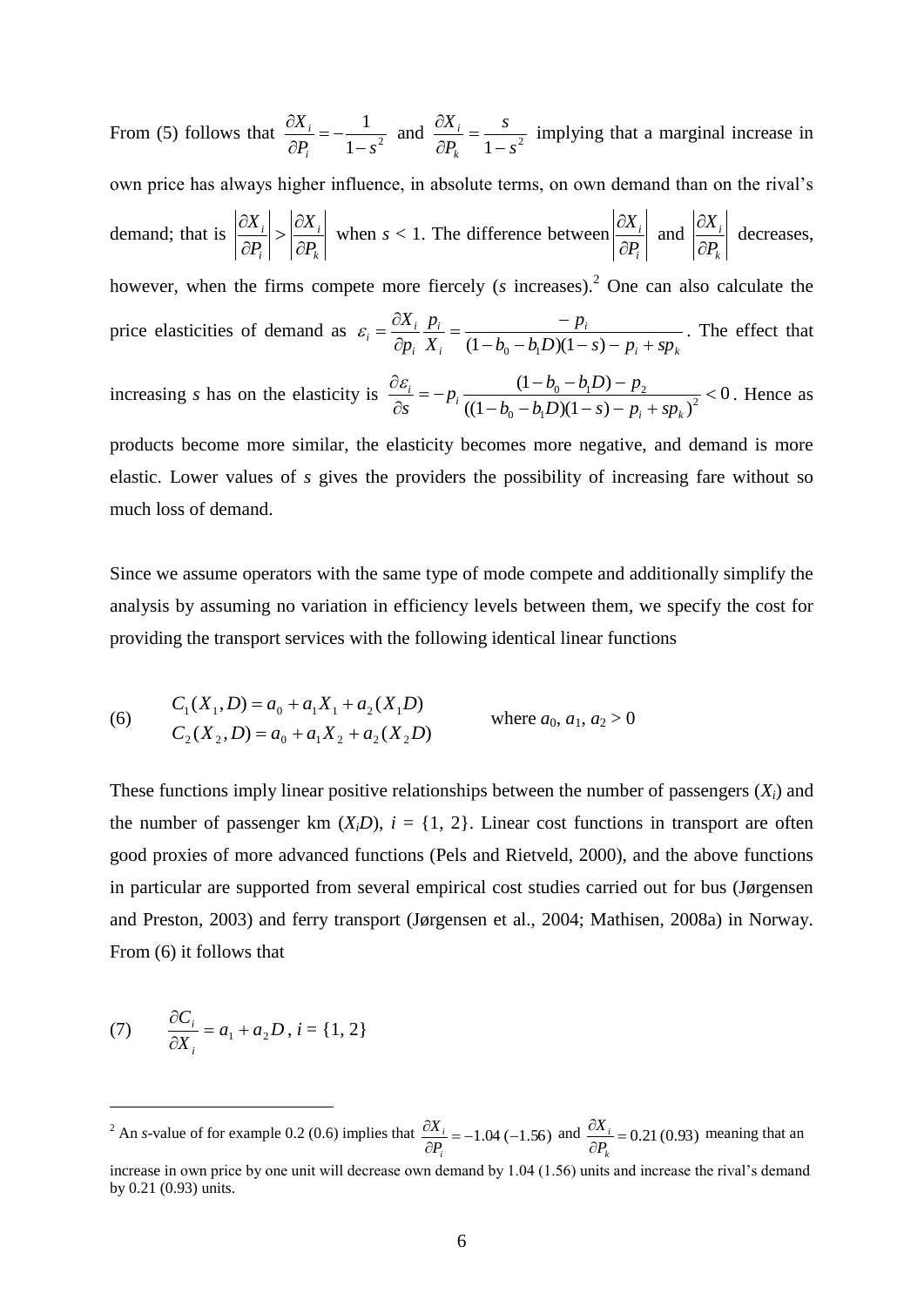From (5) follows that $\frac{\partial X_i}{\partial P_i} = -\frac{1}{1-s^2}$ and $\frac{\partial X_i}{\partial P_k} = \frac{s}{1-s^2}$ implying that a marginal increase in own price has always higher influence, in absolute terms, on own demand than on the rival's demand; that is $\left|\frac{\partial X_i}{\partial P_i}\right| > \left|\frac{\partial X_i}{\partial P_k}\right|$ when $s < 1$. The difference between $\left|\frac{\partial X_i}{\partial P_i}\right|$ and $\left|\frac{\partial X_i}{\partial P_k}\right|$ decreases, however, when the firms compete more fiercely ($s$ increases).[2] One can also calculate the price elasticities of demand as $\varepsilon_i = \frac{\partial X_i}{\partial p_i}\frac{p_i}{X_i} = \frac{-p_i}{(1-b_0-b_1D)(1-s)-p_i+sp_k}$. The effect that increasing $s$ has on the elasticity is $\frac{\partial \varepsilon_i}{\partial s} = -p_i\frac{(1-b_0-b_1D)-p_2}{((1-b_0-b_1D)(1-s)-p_i+sp_k)^2} < 0$. Hence as products become more similar, the elasticity becomes more negative, and demand is more elastic. Lower values of $s$ gives the providers the possibility of increasing fare without so much loss of demand.

Since we assume operators with the same type of mode compete and additionally simplify the analysis by assuming no variation in efficiency levels between them, we specify the cost for providing the transport services with the following identical linear functions

$$
\begin{aligned}
(6)\qquad & C_1(X_1, D) = a_0 + a_1X_1 + a_2(X_1D) \\
& C_2(X_2, D) = a_0 + a_1X_2 + a_2(X_2D)
\end{aligned}
\qquad \text{where } a_0, a_1, a_2 > 0
$$

These functions imply linear positive relationships between the number of passengers ($X_i$) and the number of passenger km ($X_iD$), $i = \{1, 2\}$. Linear cost functions in transport are often good proxies of more advanced functions (Pels and Rietveld, 2000), and the above functions in particular are supported from several empirical cost studies carried out for bus (Jørgensen and Preston, 2003) and ferry transport (Jørgensen et al., 2004; Mathisen, 2008a) in Norway. From (6) it follows that

$$
(7)\qquad \frac{\partial C_i}{\partial X_i} = a_1 + a_2D,\ i = \{1, 2\}
$$

---

[2] An $s$-value of for example 0.2 (0.6) implies that $\frac{\partial X_i}{\partial P_i} = -1.04\,(-1.56)$ and $\frac{\partial X_i}{\partial P_k} = 0.21\,(0.93)$ meaning that an increase in own price by one unit will decrease own demand by 1.04 (1.56) units and increase the rival's demand by 0.21 (0.93) units.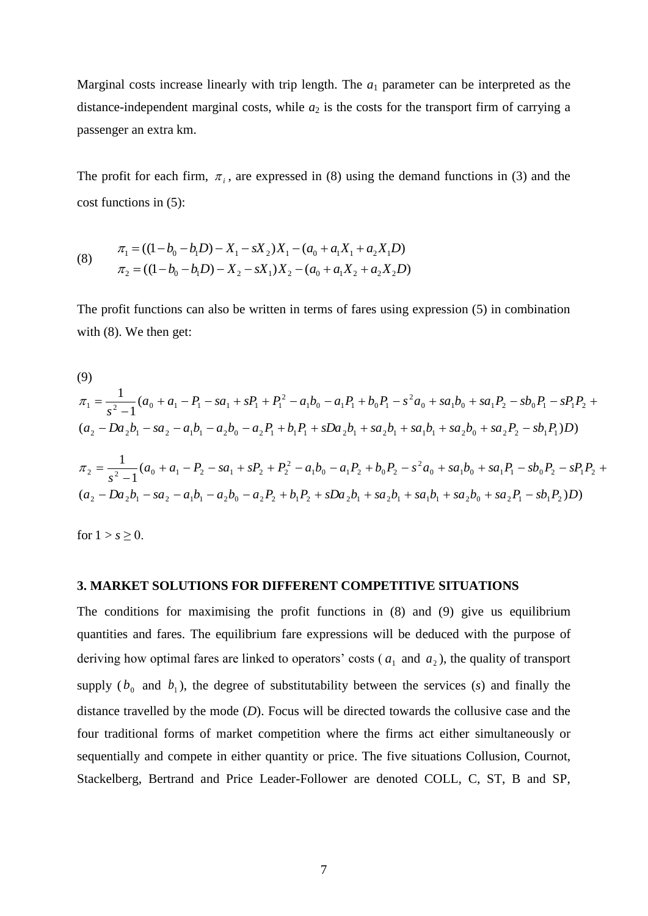Marginal costs increase linearly with trip length. The $a_1$ parameter can be interpreted as the distance-independent marginal costs, while $a_2$ is the costs for the transport firm of carrying a passenger an extra km.

The profit for each firm, $\pi_i$, are expressed in (8) using the demand functions in (3) and the cost functions in (5):

$$
(8) \qquad
\begin{aligned}
\pi_1 &= ((1 - b_0 - b_1 D) - X_1 - sX_2)X_1 - (a_0 + a_1 X_1 + a_2 X_1 D) \\
\pi_2 &= ((1 - b_0 - b_1 D) - X_2 - sX_1)X_2 - (a_0 + a_1 X_2 + a_2 X_2 D)
\end{aligned}
$$

The profit functions can also be written in terms of fares using expression (5) in combination with (8). We then get:

(9)

$$
\pi_1 = \frac{1}{s^2 - 1}(a_0 + a_1 - P_1 - sa_1 + sP_1 + P_1^2 - a_1 b_0 - a_1 P_1 + b_0 P_1 - s^2 a_0 + sa_1 b_0 + sa_1 P_2 - sb_0 P_1 - sP_1 P_2 +
$$
$$
(a_2 - Da_2 b_1 - sa_2 - a_1 b_1 - a_2 b_0 - a_2 P_1 + b_1 P_1 + sDa_2 b_1 + sa_2 b_1 + sa_1 b_1 + sa_2 b_0 + sa_2 P_2 - sb_1 P_1)D)
$$

$$
\pi_2 = \frac{1}{s^2 - 1}(a_0 + a_1 - P_2 - sa_1 + sP_2 + P_2^2 - a_1 b_0 - a_1 P_2 + b_0 P_2 - s^2 a_0 + sa_1 b_0 + sa_1 P_1 - sb_0 P_2 - sP_1 P_2 +
$$
$$
(a_2 - Da_2 b_1 - sa_2 - a_1 b_1 - a_2 b_0 - a_2 P_2 + b_1 P_2 + sDa_2 b_1 + sa_2 b_1 + sa_1 b_1 + sa_2 b_0 + sa_2 P_1 - sb_1 P_2)D)
$$

for $1 > s \geq 0$.

### 3. MARKET SOLUTIONS FOR DIFFERENT COMPETITIVE SITUATIONS

The conditions for maximising the profit functions in (8) and (9) give us equilibrium quantities and fares. The equilibrium fare expressions will be deduced with the purpose of deriving how optimal fares are linked to operators' costs ($a_1$ and $a_2$), the quality of transport supply ($b_0$ and $b_1$), the degree of substitutability between the services ($s$) and finally the distance travelled by the mode ($D$). Focus will be directed towards the collusive case and the four traditional forms of market competition where the firms act either simultaneously or sequentially and compete in either quantity or price. The five situations Collusion, Cournot, Stackelberg, Bertrand and Price Leader-Follower are denoted COLL, C, ST, B and SP,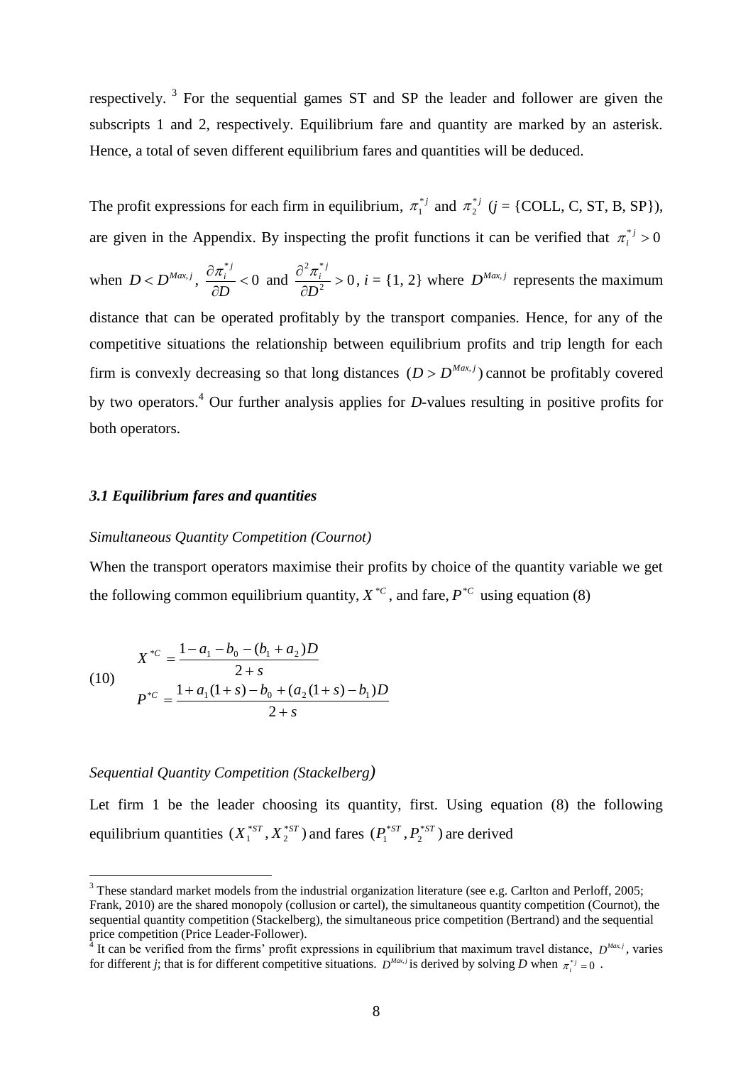respectively. [3] For the sequential games ST and SP the leader and follower are given the subscripts 1 and 2, respectively. Equilibrium fare and quantity are marked by an asterisk. Hence, a total of seven different equilibrium fares and quantities will be deduced.

The profit expressions for each firm in equilibrium, $\pi_1^{*j}$ and $\pi_2^{*j}$ ($j$ = {COLL, C, ST, B, SP}), are given in the Appendix. By inspecting the profit functions it can be verified that $\pi_i^{*j} > 0$ when $D < D^{Max,j}$, $\frac{\partial \pi_i^{*j}}{\partial D} < 0$ and $\frac{\partial^2 \pi_i^{*j}}{\partial D^2} > 0$, $i$ = {1, 2} where $D^{Max,j}$ represents the maximum distance that can be operated profitably by the transport companies. Hence, for any of the competitive situations the relationship between equilibrium profits and trip length for each firm is convexly decreasing so that long distances $(D > D^{Max,j})$ cannot be profitably covered by two operators.[4] Our further analysis applies for *D*-values resulting in positive profits for both operators.

### *3.1 Equilibrium fares and quantities*

*Simultaneous Quantity Competition (Cournot)*

When the transport operators maximise their profits by choice of the quantity variable we get the following common equilibrium quantity, $X^{*C}$, and fare, $P^{*C}$ using equation (8)

$$
(10) \qquad
\begin{aligned}
X^{*C} &= \frac{1 - a_1 - b_0 - (b_1 + a_2)D}{2 + s} \\
P^{*C} &= \frac{1 + a_1(1+s) - b_0 + (a_2(1+s) - b_1)D}{2 + s}
\end{aligned}
$$

*Sequential Quantity Competition (Stackelberg)*

Let firm 1 be the leader choosing its quantity, first. Using equation (8) the following equilibrium quantities $(X_1^{*ST}, X_2^{*ST})$ and fares $(P_1^{*ST}, P_2^{*ST})$ are derived

---

[3] These standard market models from the industrial organization literature (see e.g. Carlton and Perloff, 2005; Frank, 2010) are the shared monopoly (collusion or cartel), the simultaneous quantity competition (Cournot), the sequential quantity competition (Stackelberg), the simultaneous price competition (Bertrand) and the sequential price competition (Price Leader-Follower).

[4] It can be verified from the firms' profit expressions in equilibrium that maximum travel distance, $D^{Max,j}$, varies for different $j$; that is for different competitive situations. $D^{Max,j}$ is derived by solving $D$ when $\pi_i^{*j} = 0$ .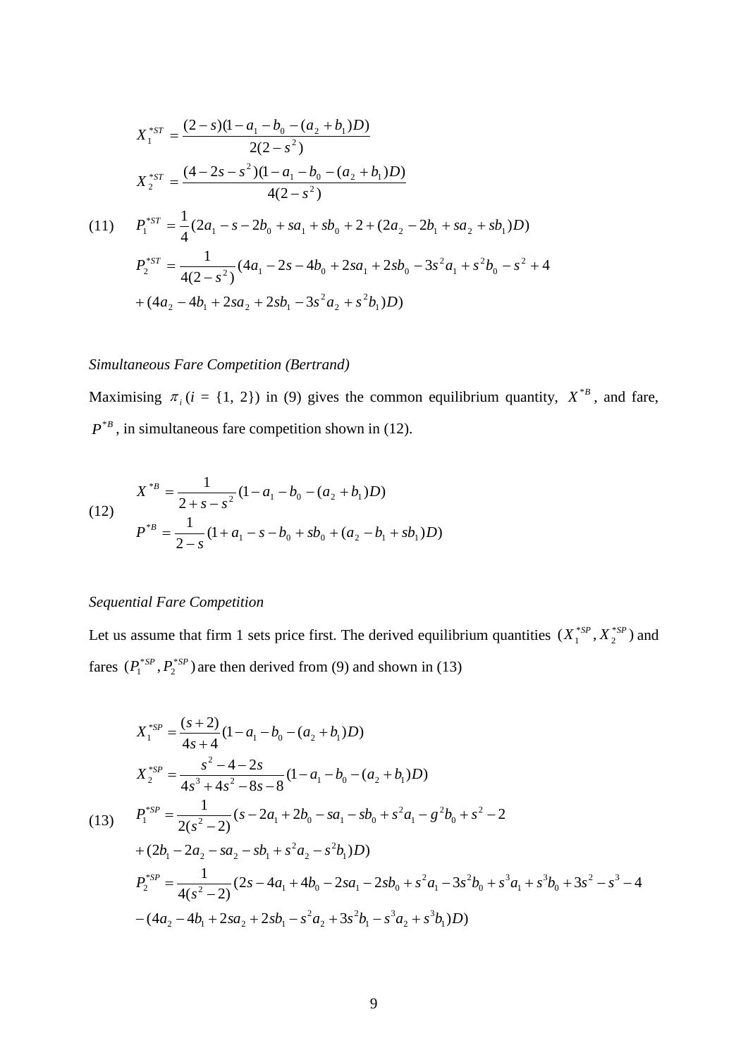$$
(11) \quad
\begin{aligned}
X_1^{*ST} &= \frac{(2-s)(1-a_1-b_0-(a_2+b_1)D)}{2(2-s^2)} \\
X_2^{*ST} &= \frac{(4-2s-s^2)(1-a_1-b_0-(a_2+b_1)D)}{4(2-s^2)} \\
P_1^{*ST} &= \frac{1}{4}(2a_1 - s - 2b_0 + sa_1 + sb_0 + 2 + (2a_2 - 2b_1 + sa_2 + sb_1)D) \\
P_2^{*ST} &= \frac{1}{4(2-s^2)}(4a_1 - 2s - 4b_0 + 2sa_1 + 2sb_0 - 3s^2a_1 + s^2b_0 - s^2 + 4 \\
&+ (4a_2 - 4b_1 + 2sa_2 + 2sb_1 - 3s^2a_2 + s^2b_1)D)
\end{aligned}
$$

*Simultaneous Fare Competition (Bertrand)*

Maximising $\pi_i$ ($i$ = {1, 2}) in (9) gives the common equilibrium quantity, $X^{*B}$, and fare, $P^{*B}$, in simultaneous fare competition shown in (12).

$$
(12) \quad
\begin{aligned}
X^{*B} &= \frac{1}{2+s-s^2}(1-a_1-b_0-(a_2+b_1)D) \\
P^{*B} &= \frac{1}{2-s}(1+a_1-s-b_0+sb_0+(a_2-b_1+sb_1)D)
\end{aligned}
$$

*Sequential Fare Competition*

Let us assume that firm 1 sets price first. The derived equilibrium quantities $(X_1^{*SP}, X_2^{*SP})$ and fares $(P_1^{*SP}, P_2^{*SP})$ are then derived from (9) and shown in (13)

$$
(13) \quad
\begin{aligned}
X_1^{*SP} &= \frac{(s+2)}{4s+4}(1-a_1-b_0-(a_2+b_1)D) \\
X_2^{*SP} &= \frac{s^2-4-2s}{4s^3+4s^2-8s-8}(1-a_1-b_0-(a_2+b_1)D) \\
P_1^{*SP} &= \frac{1}{2(s^2-2)}(s-2a_1+2b_0-sa_1-sb_0+s^2a_1-g^2b_0+s^2-2 \\
&+ (2b_1-2a_2-sa_2-sb_1+s^2a_2-s^2b_1)D) \\
P_2^{*SP} &= \frac{1}{4(s^2-2)}(2s-4a_1+4b_0-2sa_1-2sb_0+s^2a_1-3s^2b_0+s^3a_1+s^3b_0+3s^2-s^3-4 \\
&- (4a_2-4b_1+2sa_2+2sb_1-s^2a_2+3s^2b_1-s^3a_2+s^3b_1)D)
\end{aligned}
$$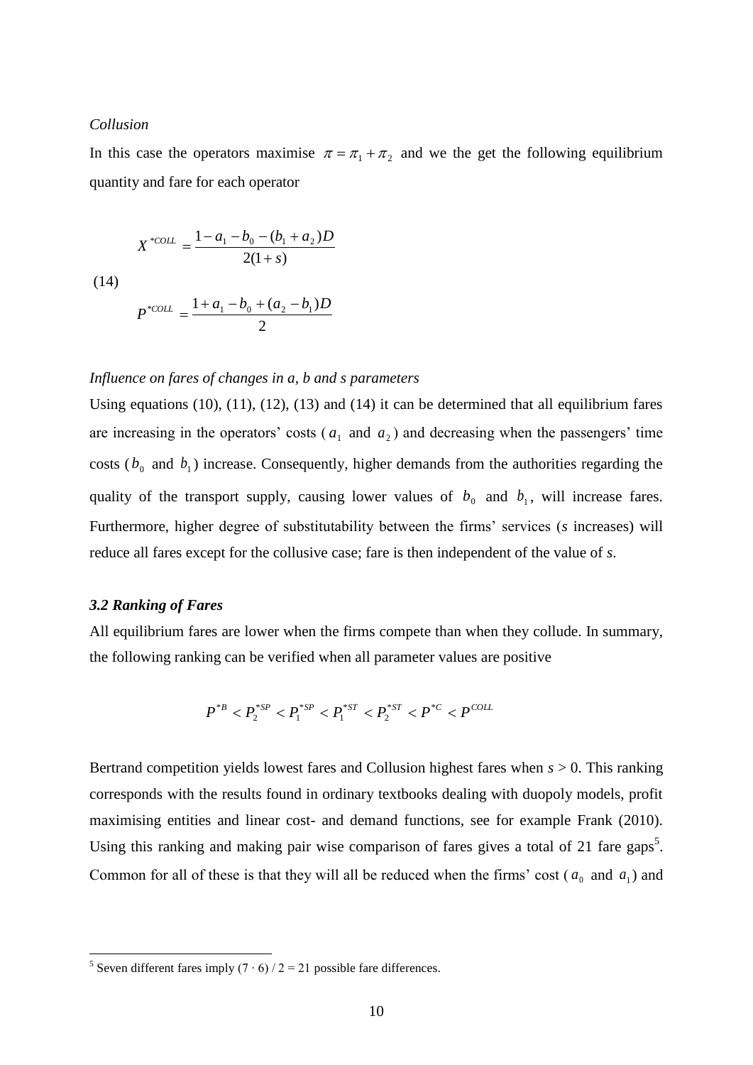*Collusion*

In this case the operators maximise $\pi = \pi_1 + \pi_2$ and we the get the following equilibrium quantity and fare for each operator

$$X^{*COLL} = \frac{1 - a_1 - b_0 - (b_1 + a_2)D}{2(1+s)}$$

(14)

$$P^{*COLL} = \frac{1 + a_1 - b_0 + (a_2 - b_1)D}{2}$$

*Influence on fares of changes in a, b and s parameters*

Using equations (10), (11), (12), (13) and (14) it can be determined that all equilibrium fares are increasing in the operators' costs ($a_1$ and $a_2$) and decreasing when the passengers' time costs ($b_0$ and $b_1$) increase. Consequently, higher demands from the authorities regarding the quality of the transport supply, causing lower values of $b_0$ and $b_1$, will increase fares. Furthermore, higher degree of substitutability between the firms' services (*s* increases) will reduce all fares except for the collusive case; fare is then independent of the value of *s*.

### *3.2 Ranking of Fares*

All equilibrium fares are lower when the firms compete than when they collude. In summary, the following ranking can be verified when all parameter values are positive

$$P^{*B} < P_2^{*SP} < P_1^{*SP} < P_1^{*ST} < P_2^{*ST} < P^{*C} < P^{COLL}$$

Bertrand competition yields lowest fares and Collusion highest fares when $s > 0$. This ranking corresponds with the results found in ordinary textbooks dealing with duopoly models, profit maximising entities and linear cost- and demand functions, see for example Frank (2010). Using this ranking and making pair wise comparison of fares gives a total of 21 fare gaps[5]. Common for all of these is that they will all be reduced when the firms' cost ($a_0$ and $a_1$) and

[5] Seven different fares imply $(7 \cdot 6) / 2 = 21$ possible fare differences.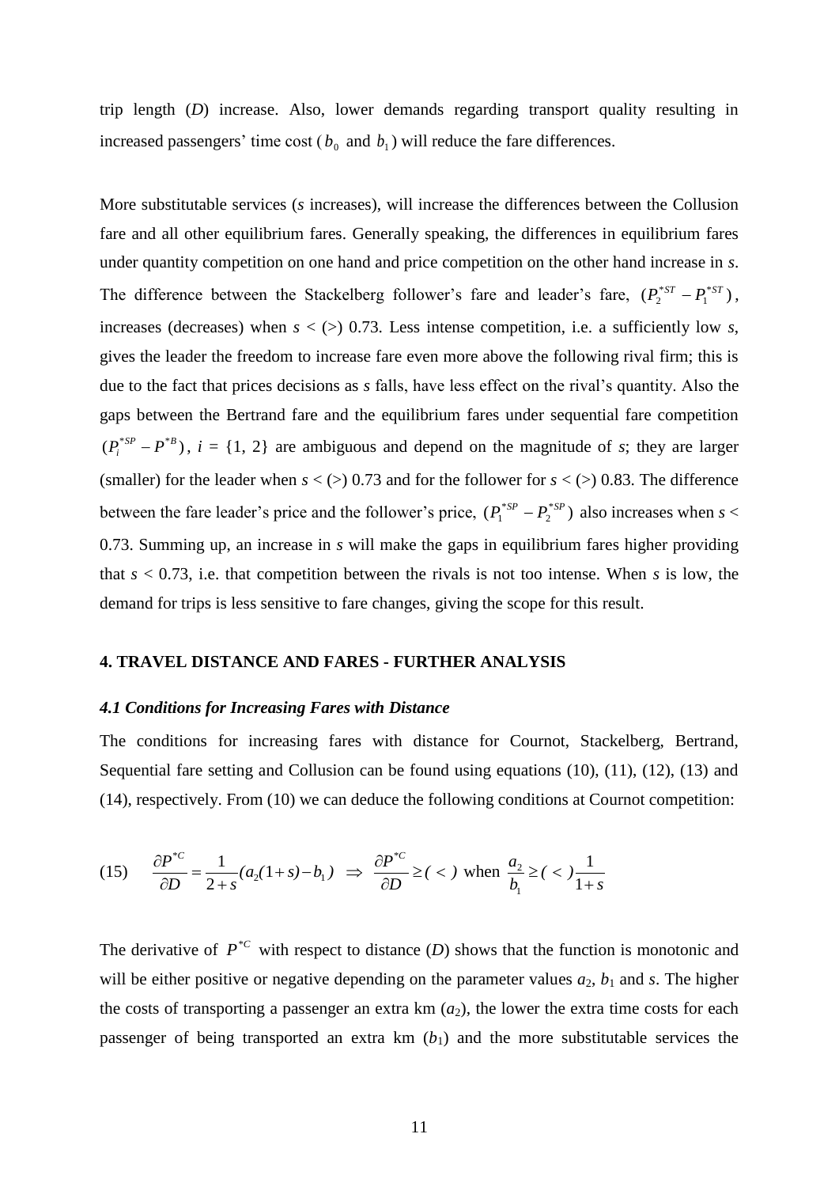trip length ($D$) increase. Also, lower demands regarding transport quality resulting in increased passengers' time cost ( $b_0$ and $b_1$ ) will reduce the fare differences.

More substitutable services ($s$ increases), will increase the differences between the Collusion fare and all other equilibrium fares. Generally speaking, the differences in equilibrium fares under quantity competition on one hand and price competition on the other hand increase in $s$. The difference between the Stackelberg follower's fare and leader's fare, $(P_2^{*ST} - P_1^{*ST})$, increases (decreases) when $s$ < (>) 0.73. Less intense competition, i.e. a sufficiently low $s$, gives the leader the freedom to increase fare even more above the following rival firm; this is due to the fact that prices decisions as $s$ falls, have less effect on the rival's quantity. Also the gaps between the Bertrand fare and the equilibrium fares under sequential fare competition $(P_i^{*SP} - P^{*B})$, $i$ = {1, 2} are ambiguous and depend on the magnitude of $s$; they are larger (smaller) for the leader when $s$ < (>) 0.73 and for the follower for $s$ < (>) 0.83. The difference between the fare leader's price and the follower's price, $(P_1^{*SP} - P_2^{*SP})$ also increases when $s$ < 0.73. Summing up, an increase in $s$ will make the gaps in equilibrium fares higher providing that $s$ < 0.73, i.e. that competition between the rivals is not too intense. When $s$ is low, the demand for trips is less sensitive to fare changes, giving the scope for this result.

## 4. TRAVEL DISTANCE AND FARES - FURTHER ANALYSIS

### *4.1 Conditions for Increasing Fares with Distance*

The conditions for increasing fares with distance for Cournot, Stackelberg, Bertrand, Sequential fare setting and Collusion can be found using equations (10), (11), (12), (13) and (14), respectively. From (10) we can deduce the following conditions at Cournot competition:

$$(15) \quad \frac{\partial P^{*C}}{\partial D} = \frac{1}{2+s}(a_2(1+s) - b_1) \;\Rightarrow\; \frac{\partial P^{*C}}{\partial D} \geq (<) \text{ when } \frac{a_2}{b_1} \geq (<) \frac{1}{1+s}$$

The derivative of $P^{*C}$ with respect to distance ($D$) shows that the function is monotonic and will be either positive or negative depending on the parameter values $a_2$, $b_1$ and $s$. The higher the costs of transporting a passenger an extra km ($a_2$), the lower the extra time costs for each passenger of being transported an extra km ($b_1$) and the more substitutable services the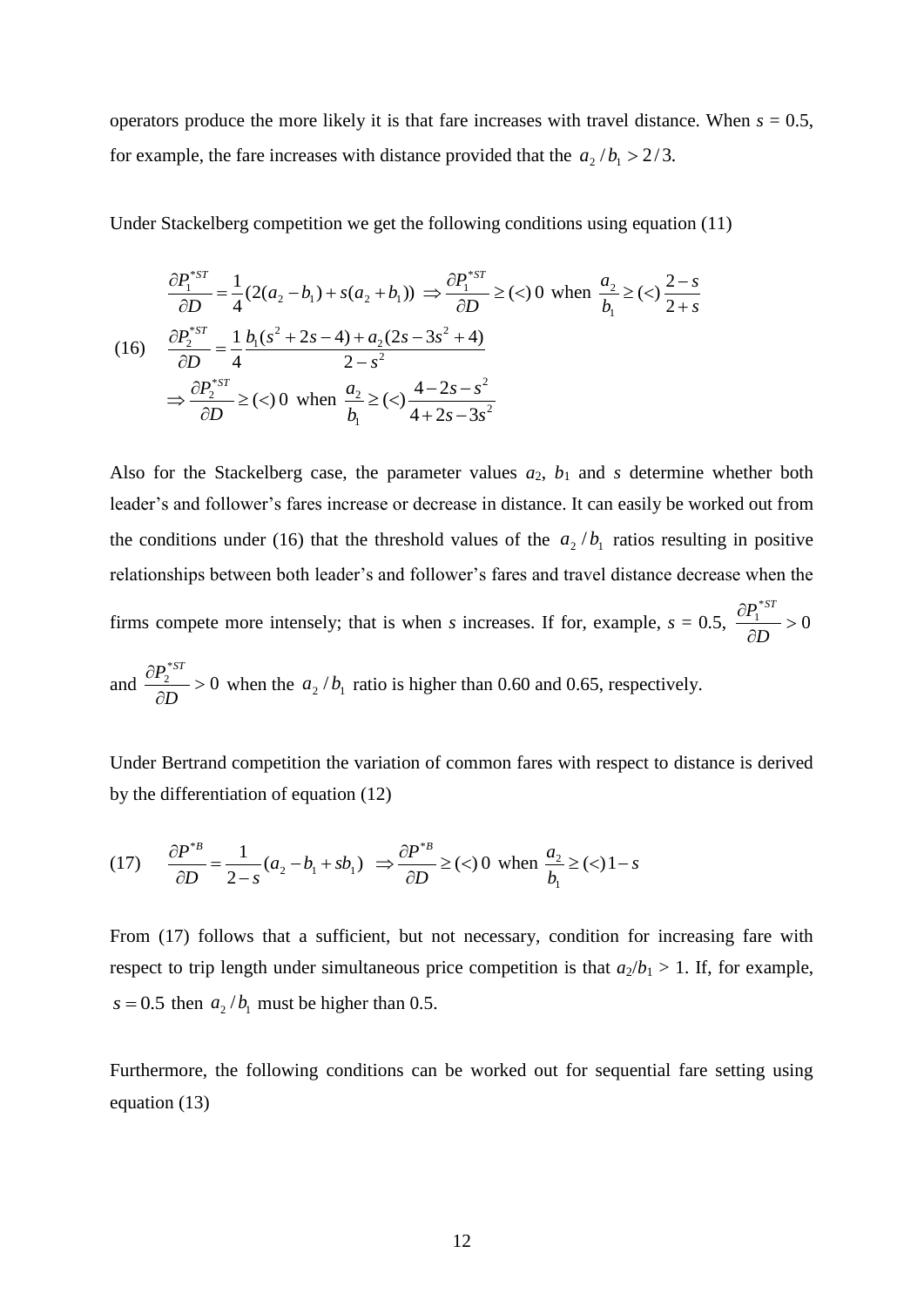operators produce the more likely it is that fare increases with travel distance. When $s$ = 0.5, for example, the fare increases with distance provided that the $a_2 / b_1 > 2/3$.

Under Stackelberg competition we get the following conditions using equation (11)

$$
(16) \quad \begin{aligned}
&\frac{\partial P_1^{*ST}}{\partial D} = \frac{1}{4}(2(a_2 - b_1) + s(a_2 + b_1)) \Rightarrow \frac{\partial P_1^{*ST}}{\partial D} \geq (<)\, 0 \text{ when } \frac{a_2}{b_1} \geq (<) \frac{2-s}{2+s} \\
&\frac{\partial P_2^{*ST}}{\partial D} = \frac{1}{4} \frac{b_1(s^2 + 2s - 4) + a_2(2s - 3s^2 + 4)}{2 - s^2} \\
&\Rightarrow \frac{\partial P_2^{*ST}}{\partial D} \geq (<)\, 0 \text{ when } \frac{a_2}{b_1} \geq (<) \frac{4 - 2s - s^2}{4 + 2s - 3s^2}
\end{aligned}
$$

Also for the Stackelberg case, the parameter values $a_2$, $b_1$ and $s$ determine whether both leader's and follower's fares increase or decrease in distance. It can easily be worked out from the conditions under (16) that the threshold values of the $a_2 / b_1$ ratios resulting in positive relationships between both leader's and follower's fares and travel distance decrease when the firms compete more intensely; that is when $s$ increases. If for, example, $s$ = 0.5, $\frac{\partial P_1^{*ST}}{\partial D} > 0$ and $\frac{\partial P_2^{*ST}}{\partial D} > 0$ when the $a_2 / b_1$ ratio is higher than 0.60 and 0.65, respectively.

Under Bertrand competition the variation of common fares with respect to distance is derived by the differentiation of equation (12)

$$
(17) \quad \frac{\partial P^{*B}}{\partial D} = \frac{1}{2-s}(a_2 - b_1 + sb_1) \Rightarrow \frac{\partial P^{*B}}{\partial D} \geq (<)\, 0 \text{ when } \frac{a_2}{b_1} \geq (<)\, 1 - s
$$

From (17) follows that a sufficient, but not necessary, condition for increasing fare with respect to trip length under simultaneous price competition is that $a_2/b_1 > 1$. If, for example, $s = 0.5$ then $a_2 / b_1$ must be higher than 0.5.

Furthermore, the following conditions can be worked out for sequential fare setting using equation (13)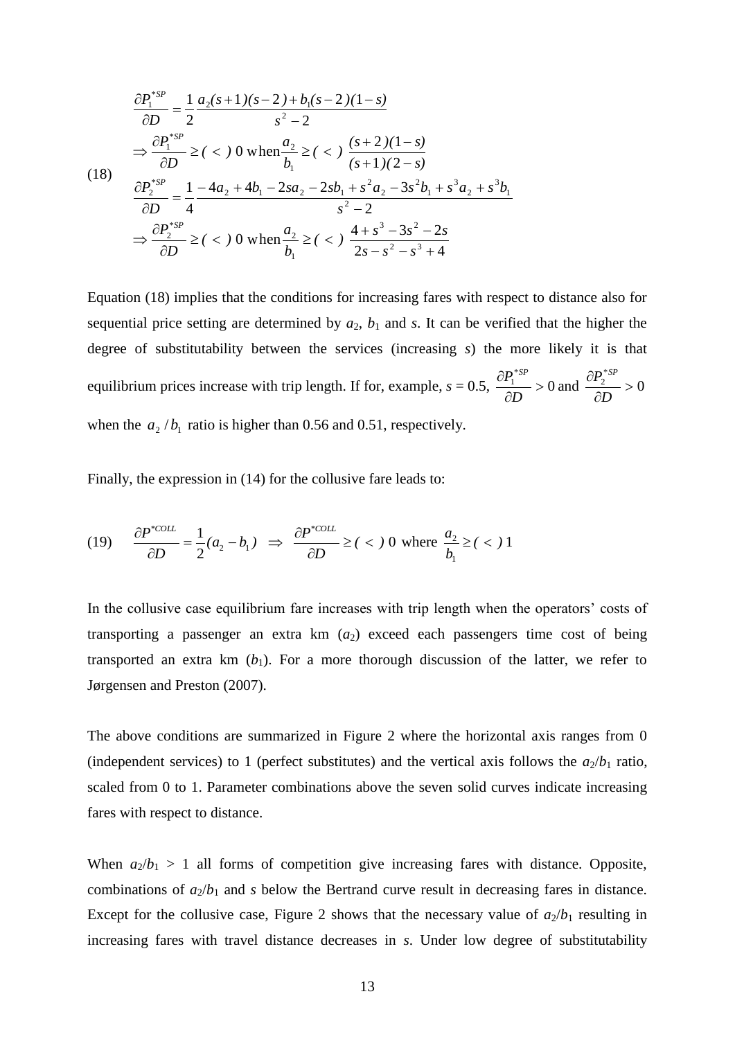$$
(18) \quad
\begin{aligned}
&\frac{\partial P_1^{*SP}}{\partial D} = \frac{1}{2}\frac{a_2(s+1)(s-2)+b_1(s-2)(1-s)}{s^2-2} \\
&\Rightarrow \frac{\partial P_1^{*SP}}{\partial D} \geq (<)\ 0 \text{ when} \frac{a_2}{b_1} \geq (<)\ \frac{(s+2)(1-s)}{(s+1)(2-s)} \\
&\frac{\partial P_2^{*SP}}{\partial D} = \frac{1}{4}\frac{-4a_2+4b_1-2sa_2-2sb_1+s^2a_2-3s^2b_1+s^3a_2+s^3b_1}{s^2-2} \\
&\Rightarrow \frac{\partial P_2^{*SP}}{\partial D} \geq (<)\ 0 \text{ when} \frac{a_2}{b_1} \geq (<)\ \frac{4+s^3-3s^2-2s}{2s-s^2-s^3+4}
\end{aligned}
$$

Equation (18) implies that the conditions for increasing fares with respect to distance also for sequential price setting are determined by $a_2$, $b_1$ and $s$. It can be verified that the higher the degree of substitutability between the services (increasing $s$) the more likely it is that equilibrium prices increase with trip length. If for, example, $s = 0.5$, $\frac{\partial P_1^{*SP}}{\partial D} > 0$ and $\frac{\partial P_2^{*SP}}{\partial D} > 0$ when the $a_2 / b_1$ ratio is higher than 0.56 and 0.51, respectively.

Finally, the expression in (14) for the collusive fare leads to:

$$
(19) \quad \frac{\partial P^{*COLL}}{\partial D} = \frac{1}{2}(a_2 - b_1) \;\Rightarrow\; \frac{\partial P^{*COLL}}{\partial D} \geq (<)\ 0 \text{ where } \frac{a_2}{b_1} \geq (<)\ 1
$$

In the collusive case equilibrium fare increases with trip length when the operators' costs of transporting a passenger an extra km ($a_2$) exceed each passengers time cost of being transported an extra km ($b_1$). For a more thorough discussion of the latter, we refer to Jørgensen and Preston (2007).

The above conditions are summarized in Figure 2 where the horizontal axis ranges from 0 (independent services) to 1 (perfect substitutes) and the vertical axis follows the $a_2/b_1$ ratio, scaled from 0 to 1. Parameter combinations above the seven solid curves indicate increasing fares with respect to distance.

When $a_2/b_1 > 1$ all forms of competition give increasing fares with distance. Opposite, combinations of $a_2/b_1$ and $s$ below the Bertrand curve result in decreasing fares in distance. Except for the collusive case, Figure 2 shows that the necessary value of $a_2/b_1$ resulting in increasing fares with travel distance decreases in $s$. Under low degree of substitutability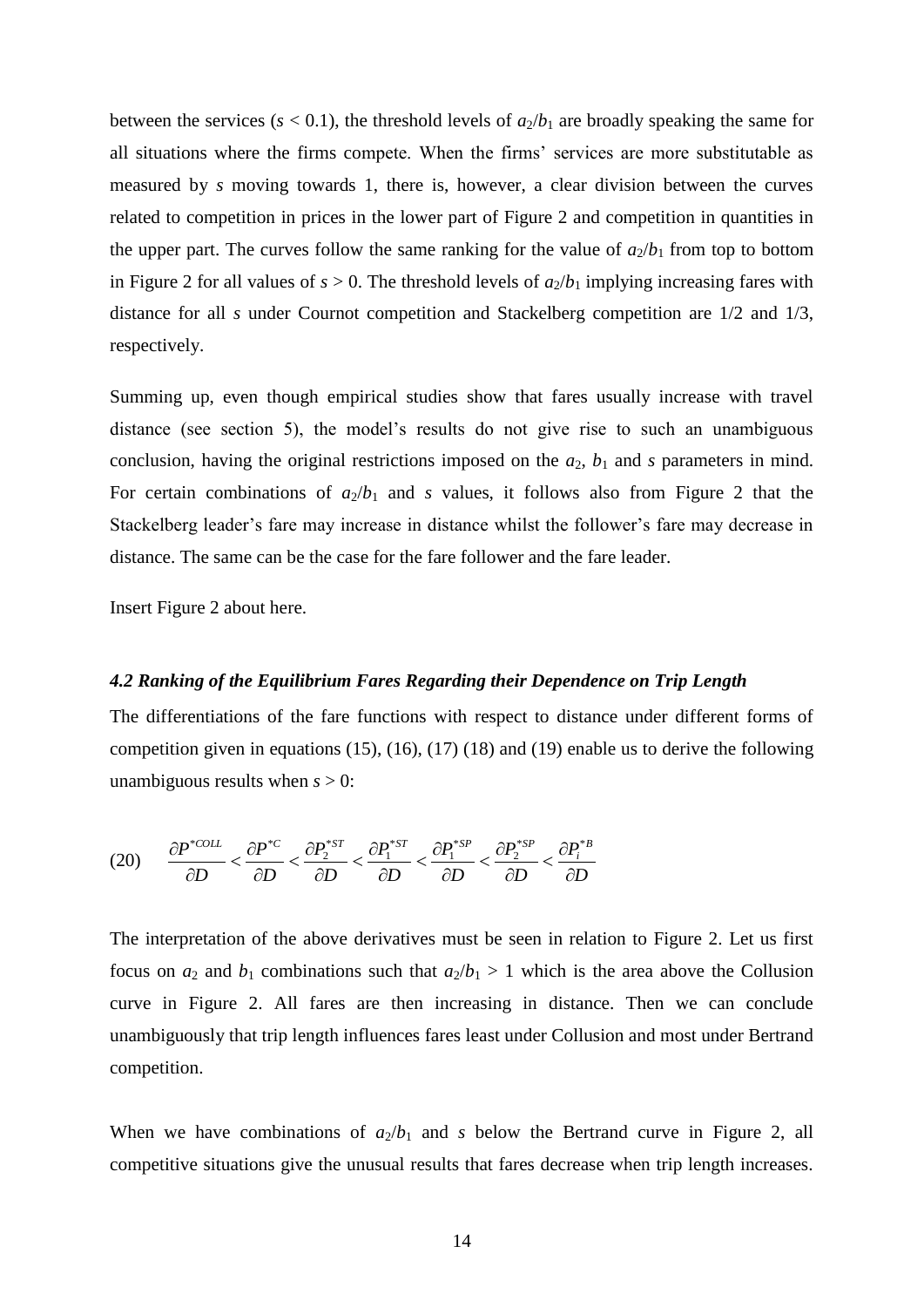between the services ($s < 0.1$), the threshold levels of $a_2/b_1$ are broadly speaking the same for all situations where the firms compete. When the firms' services are more substitutable as measured by $s$ moving towards 1, there is, however, a clear division between the curves related to competition in prices in the lower part of Figure 2 and competition in quantities in the upper part. The curves follow the same ranking for the value of $a_2/b_1$ from top to bottom in Figure 2 for all values of $s > 0$. The threshold levels of $a_2/b_1$ implying increasing fares with distance for all $s$ under Cournot competition and Stackelberg competition are 1/2 and 1/3, respectively.

Summing up, even though empirical studies show that fares usually increase with travel distance (see section 5), the model's results do not give rise to such an unambiguous conclusion, having the original restrictions imposed on the $a_2$, $b_1$ and $s$ parameters in mind. For certain combinations of $a_2/b_1$ and $s$ values, it follows also from Figure 2 that the Stackelberg leader's fare may increase in distance whilst the follower's fare may decrease in distance. The same can be the case for the fare follower and the fare leader.

Insert Figure 2 about here.

### *4.2 Ranking of the Equilibrium Fares Regarding their Dependence on Trip Length*

The differentiations of the fare functions with respect to distance under different forms of competition given in equations (15), (16), (17) (18) and (19) enable us to derive the following unambiguous results when $s > 0$:

$$(20) \qquad \frac{\partial P^{*COLL}}{\partial D} < \frac{\partial P^{*C}}{\partial D} < \frac{\partial P_2^{*ST}}{\partial D} < \frac{\partial P_1^{*ST}}{\partial D} < \frac{\partial P_1^{*SP}}{\partial D} < \frac{\partial P_2^{*SP}}{\partial D} < \frac{\partial P_i^{*B}}{\partial D}$$

The interpretation of the above derivatives must be seen in relation to Figure 2. Let us first focus on $a_2$ and $b_1$ combinations such that $a_2/b_1 > 1$ which is the area above the Collusion curve in Figure 2. All fares are then increasing in distance. Then we can conclude unambiguously that trip length influences fares least under Collusion and most under Bertrand competition.

When we have combinations of $a_2/b_1$ and $s$ below the Bertrand curve in Figure 2, all competitive situations give the unusual results that fares decrease when trip length increases.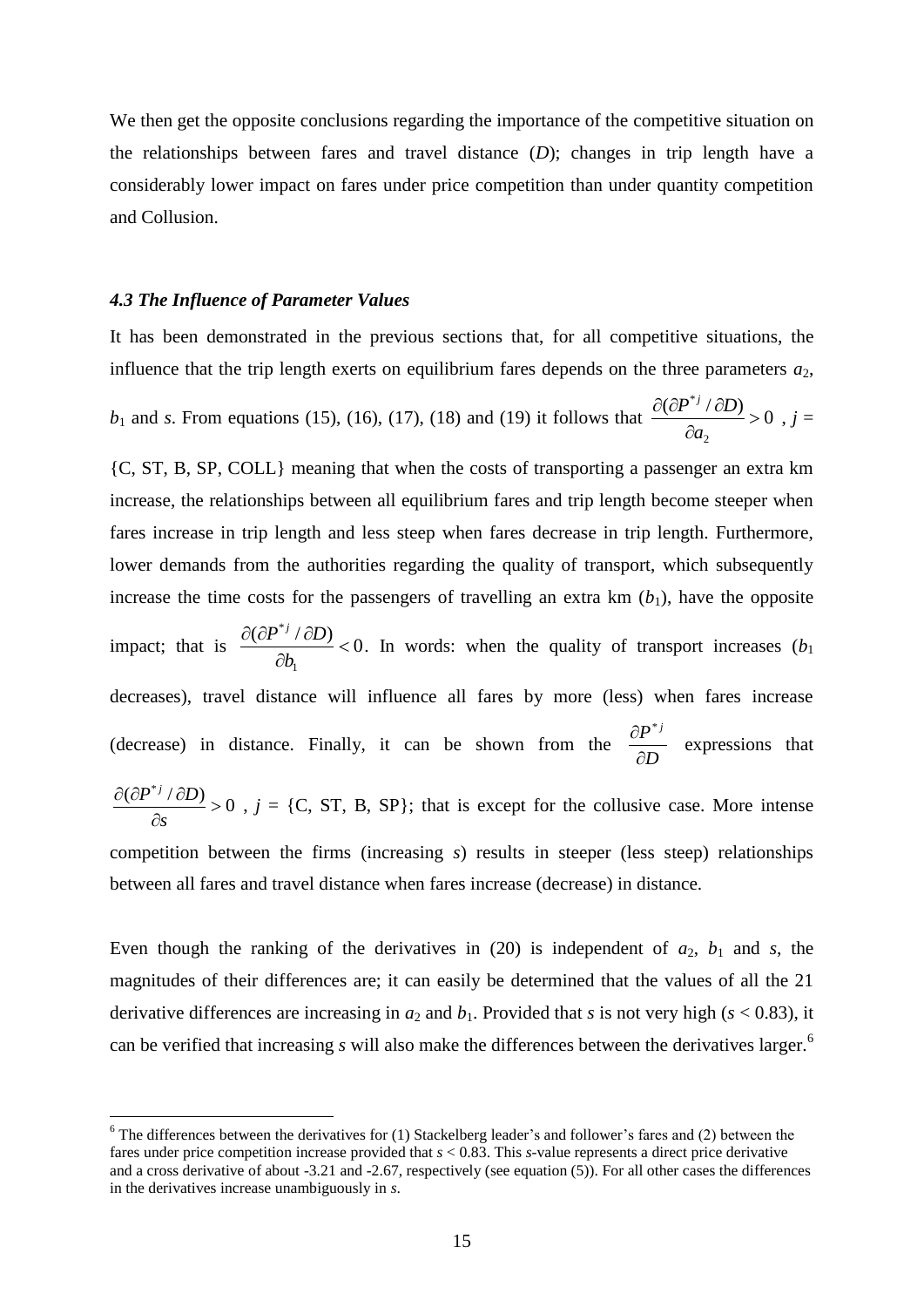We then get the opposite conclusions regarding the importance of the competitive situation on the relationships between fares and travel distance ($D$); changes in trip length have a considerably lower impact on fares under price competition than under quantity competition and Collusion.

### *4.3 The Influence of Parameter Values*

It has been demonstrated in the previous sections that, for all competitive situations, the influence that the trip length exerts on equilibrium fares depends on the three parameters $a_2$, $b_1$ and $s$. From equations (15), (16), (17), (18) and (19) it follows that $\frac{\partial(\partial P^{*j}/\partial D)}{\partial a_2} > 0$ , $j$ = {C, ST, B, SP, COLL} meaning that when the costs of transporting a passenger an extra km increase, the relationships between all equilibrium fares and trip length become steeper when fares increase in trip length and less steep when fares decrease in trip length. Furthermore, lower demands from the authorities regarding the quality of transport, which subsequently increase the time costs for the passengers of travelling an extra km ($b_1$), have the opposite impact; that is $\frac{\partial(\partial P^{*j}/\partial D)}{\partial b_1} < 0$. In words: when the quality of transport increases ($b_1$ decreases), travel distance will influence all fares by more (less) when fares increase (decrease) in distance. Finally, it can be shown from the $\frac{\partial P^{*j}}{\partial D}$ expressions that $\frac{\partial(\partial P^{*j}/\partial D)}{\partial s} > 0$ , $j$ = {C, ST, B, SP}; that is except for the collusive case. More intense competition between the firms (increasing $s$) results in steeper (less steep) relationships between all fares and travel distance when fares increase (decrease) in distance.

Even though the ranking of the derivatives in (20) is independent of $a_2$, $b_1$ and $s$, the magnitudes of their differences are; it can easily be determined that the values of all the 21 derivative differences are increasing in $a_2$ and $b_1$. Provided that $s$ is not very high ($s < 0.83$), it can be verified that increasing $s$ will also make the differences between the derivatives larger.[6]

---

[6] The differences between the derivatives for (1) Stackelberg leader's and follower's fares and (2) between the fares under price competition increase provided that $s < 0.83$. This $s$-value represents a direct price derivative and a cross derivative of about -3.21 and -2.67, respectively (see equation (5)). For all other cases the differences in the derivatives increase unambiguously in $s$.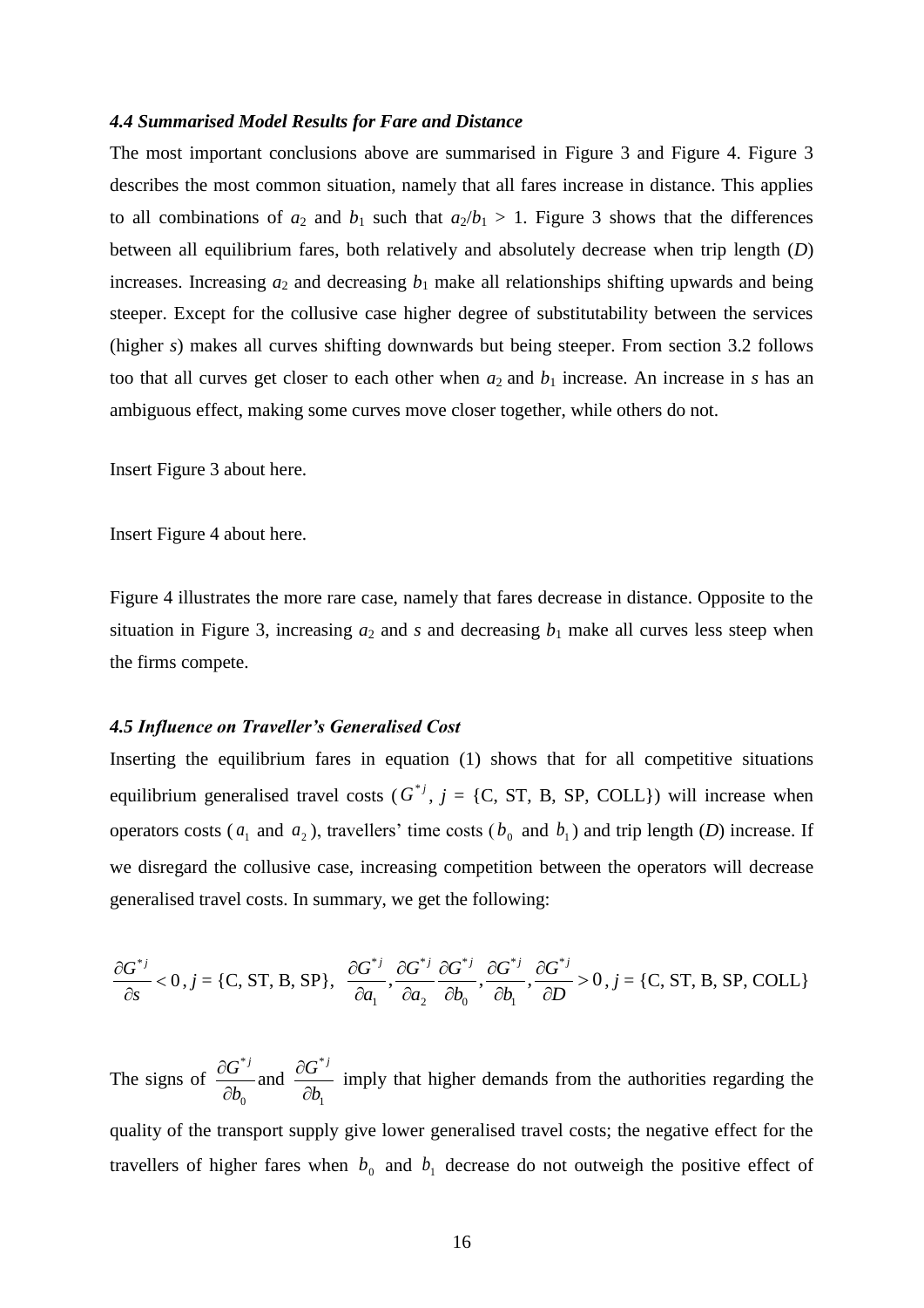### *4.4 Summarised Model Results for Fare and Distance*

The most important conclusions above are summarised in Figure 3 and Figure 4. Figure 3 describes the most common situation, namely that all fares increase in distance. This applies to all combinations of $a_2$ and $b_1$ such that $a_2/b_1 > 1$. Figure 3 shows that the differences between all equilibrium fares, both relatively and absolutely decrease when trip length ($D$) increases. Increasing $a_2$ and decreasing $b_1$ make all relationships shifting upwards and being steeper. Except for the collusive case higher degree of substitutability between the services (higher $s$) makes all curves shifting downwards but being steeper. From section 3.2 follows too that all curves get closer to each other when $a_2$ and $b_1$ increase. An increase in $s$ has an ambiguous effect, making some curves move closer together, while others do not.

Insert Figure 3 about here.

Insert Figure 4 about here.

Figure 4 illustrates the more rare case, namely that fares decrease in distance. Opposite to the situation in Figure 3, increasing $a_2$ and $s$ and decreasing $b_1$ make all curves less steep when the firms compete.

### *4.5 Influence on Traveller's Generalised Cost*

Inserting the equilibrium fares in equation (1) shows that for all competitive situations equilibrium generalised travel costs ($G^{*j}$, $j$ = {C, ST, B, SP, COLL}) will increase when operators costs ($a_1$ and $a_2$), travellers' time costs ($b_0$ and $b_1$) and trip length ($D$) increase. If we disregard the collusive case, increasing competition between the operators will decrease generalised travel costs. In summary, we get the following:

$$\frac{\partial G^{*j}}{\partial s} < 0,\ j = \{\text{C, ST, B, SP}\},\quad \frac{\partial G^{*j}}{\partial a_1}, \frac{\partial G^{*j}}{\partial a_2} \frac{\partial G^{*j}}{\partial b_0}, \frac{\partial G^{*j}}{\partial b_1}, \frac{\partial G^{*j}}{\partial D} > 0,\ j = \{\text{C, ST, B, SP, COLL}\}$$

The signs of $\frac{\partial G^{*j}}{\partial b_0}$ and $\frac{\partial G^{*j}}{\partial b_1}$ imply that higher demands from the authorities regarding the quality of the transport supply give lower generalised travel costs; the negative effect for the travellers of higher fares when $b_0$ and $b_1$ decrease do not outweigh the positive effect of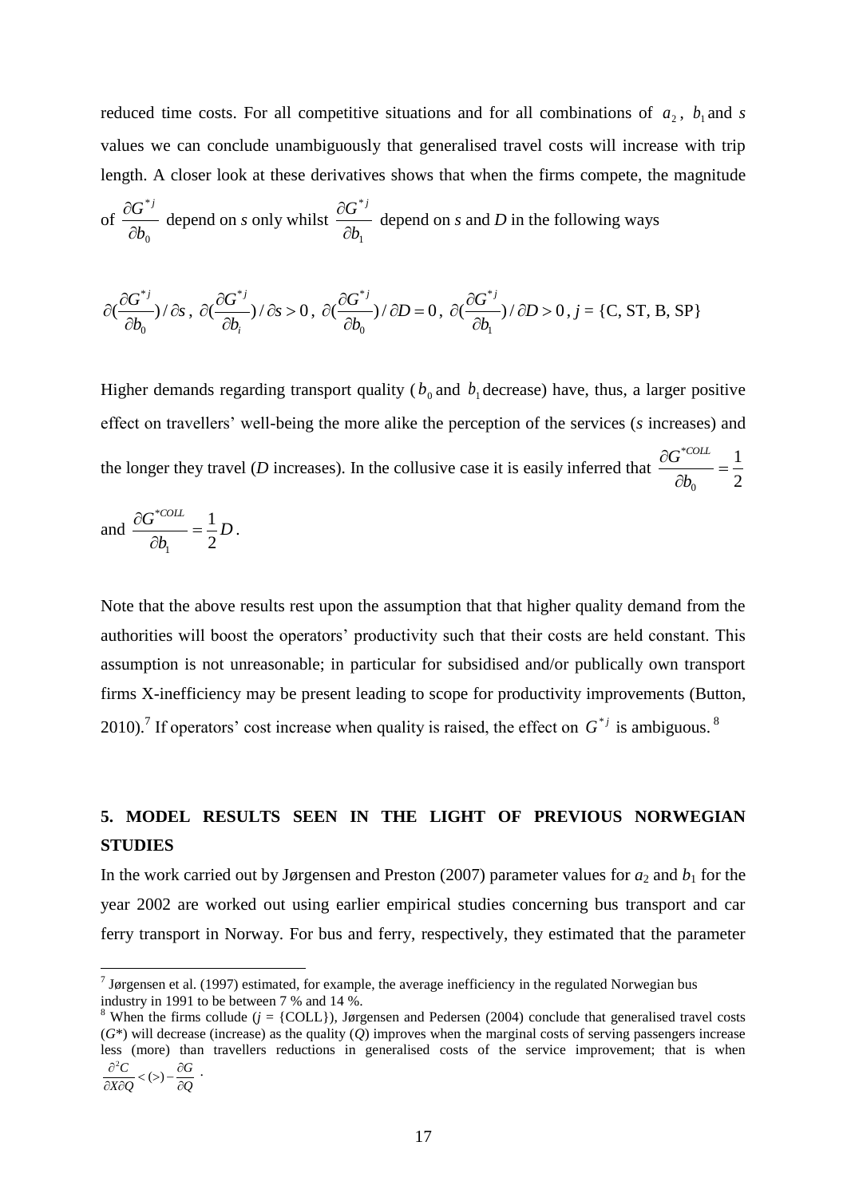reduced time costs. For all competitive situations and for all combinations of $a_2$, $b_1$ and $s$ values we can conclude unambiguously that generalised travel costs will increase with trip length. A closer look at these derivatives shows that when the firms compete, the magnitude of $\frac{\partial G^{*j}}{\partial b_0}$ depend on $s$ only whilst $\frac{\partial G^{*j}}{\partial b_1}$ depend on $s$ and $D$ in the following ways

$$\partial(\frac{\partial G^{*j}}{\partial b_0})/\partial s,\ \partial(\frac{\partial G^{*j}}{\partial b_i})/\partial s > 0,\ \partial(\frac{\partial G^{*j}}{\partial b_0})/\partial D = 0,\ \partial(\frac{\partial G^{*j}}{\partial b_1})/\partial D > 0,\ j = \{\text{C, ST, B, SP}\}$$

Higher demands regarding transport quality ($b_0$ and $b_1$ decrease) have, thus, a larger positive effect on travellers' well-being the more alike the perception of the services ($s$ increases) and the longer they travel ($D$ increases). In the collusive case it is easily inferred that $\frac{\partial G^{*COLL}}{\partial b_0} = \frac{1}{2}$ and $\frac{\partial G^{*COLL}}{\partial b_1} = \frac{1}{2}D$.

Note that the above results rest upon the assumption that that higher quality demand from the authorities will boost the operators' productivity such that their costs are held constant. This assumption is not unreasonable; in particular for subsidised and/or publically own transport firms X-inefficiency may be present leading to scope for productivity improvements (Button, 2010).[7] If operators' cost increase when quality is raised, the effect on $G^{*j}$ is ambiguous.[8]

## 5. MODEL RESULTS SEEN IN THE LIGHT OF PREVIOUS NORWEGIAN STUDIES

In the work carried out by Jørgensen and Preston (2007) parameter values for $a_2$ and $b_1$ for the year 2002 are worked out using earlier empirical studies concerning bus transport and car ferry transport in Norway. For bus and ferry, respectively, they estimated that the parameter

---

[7] Jørgensen et al. (1997) estimated, for example, the average inefficiency in the regulated Norwegian bus industry in 1991 to be between 7 % and 14 %.

[8] When the firms collude ($j$ = {COLL}), Jørgensen and Pedersen (2004) conclude that generalised travel costs ($G$*) will decrease (increase) as the quality ($Q$) improves when the marginal costs of serving passengers increase less (more) than travellers reductions in generalised costs of the service improvement; that is when $\frac{\partial^2 C}{\partial X \partial Q} < (>) - \frac{\partial G}{\partial Q}$ .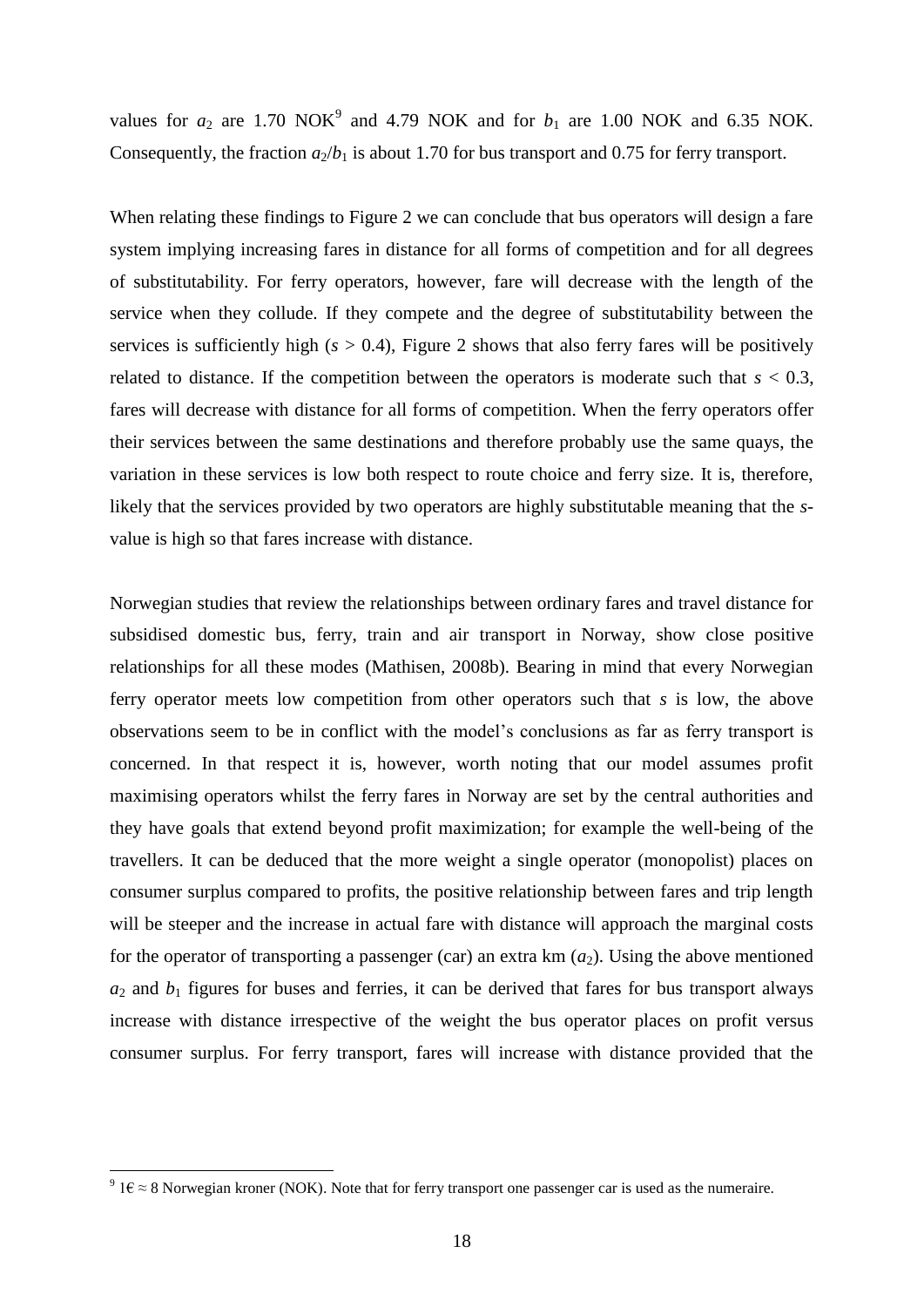values for $a_2$ are 1.70 NOK[9] and 4.79 NOK and for $b_1$ are 1.00 NOK and 6.35 NOK. Consequently, the fraction $a_2/b_1$ is about 1.70 for bus transport and 0.75 for ferry transport.

When relating these findings to Figure 2 we can conclude that bus operators will design a fare system implying increasing fares in distance for all forms of competition and for all degrees of substitutability. For ferry operators, however, fare will decrease with the length of the service when they collude. If they compete and the degree of substitutability between the services is sufficiently high ($s > 0.4$), Figure 2 shows that also ferry fares will be positively related to distance. If the competition between the operators is moderate such that $s < 0.3$, fares will decrease with distance for all forms of competition. When the ferry operators offer their services between the same destinations and therefore probably use the same quays, the variation in these services is low both respect to route choice and ferry size. It is, therefore, likely that the services provided by two operators are highly substitutable meaning that the *s*-value is high so that fares increase with distance.

Norwegian studies that review the relationships between ordinary fares and travel distance for subsidised domestic bus, ferry, train and air transport in Norway, show close positive relationships for all these modes (Mathisen, 2008b). Bearing in mind that every Norwegian ferry operator meets low competition from other operators such that *s* is low, the above observations seem to be in conflict with the model's conclusions as far as ferry transport is concerned. In that respect it is, however, worth noting that our model assumes profit maximising operators whilst the ferry fares in Norway are set by the central authorities and they have goals that extend beyond profit maximization; for example the well-being of the travellers. It can be deduced that the more weight a single operator (monopolist) places on consumer surplus compared to profits, the positive relationship between fares and trip length will be steeper and the increase in actual fare with distance will approach the marginal costs for the operator of transporting a passenger (car) an extra km ($a_2$). Using the above mentioned $a_2$ and $b_1$ figures for buses and ferries, it can be derived that fares for bus transport always increase with distance irrespective of the weight the bus operator places on profit versus consumer surplus. For ferry transport, fares will increase with distance provided that the

[9] 1€ ≈ 8 Norwegian kroner (NOK). Note that for ferry transport one passenger car is used as the numeraire.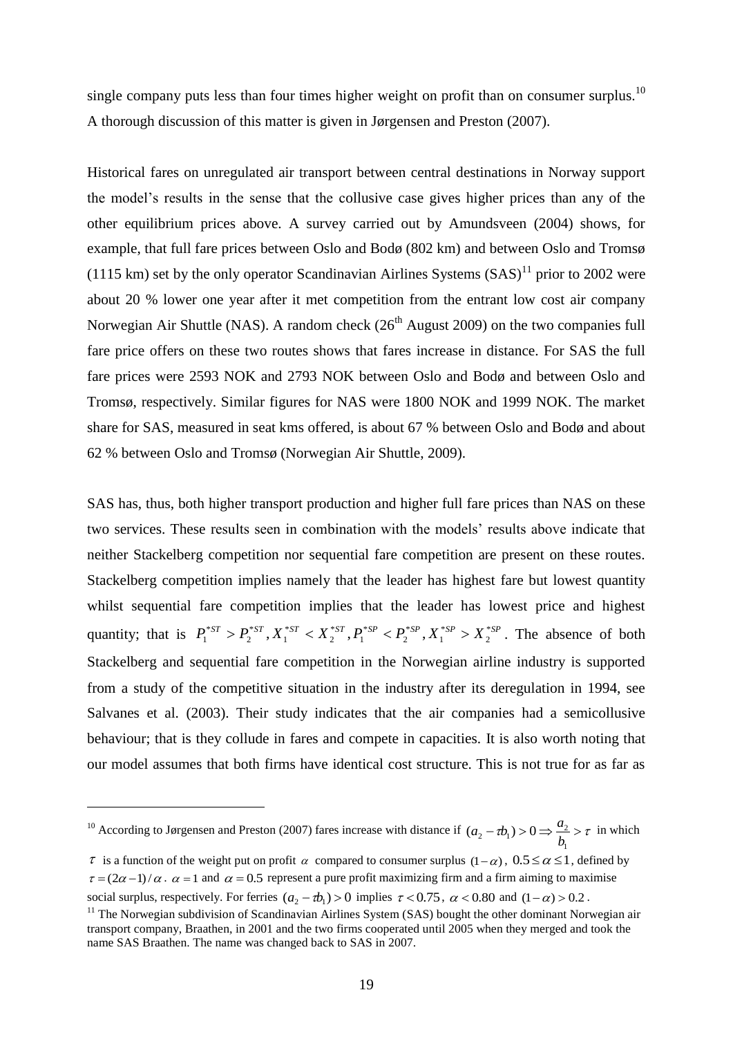single company puts less than four times higher weight on profit than on consumer surplus.[10] A thorough discussion of this matter is given in Jørgensen and Preston (2007).

Historical fares on unregulated air transport between central destinations in Norway support the model's results in the sense that the collusive case gives higher prices than any of the other equilibrium prices above. A survey carried out by Amundsveen (2004) shows, for example, that full fare prices between Oslo and Bodø (802 km) and between Oslo and Tromsø (1115 km) set by the only operator Scandinavian Airlines Systems (SAS)[11] prior to 2002 were about 20 % lower one year after it met competition from the entrant low cost air company Norwegian Air Shuttle (NAS). A random check (26[th] August 2009) on the two companies full fare price offers on these two routes shows that fares increase in distance. For SAS the full fare prices were 2593 NOK and 2793 NOK between Oslo and Bodø and between Oslo and Tromsø, respectively. Similar figures for NAS were 1800 NOK and 1999 NOK. The market share for SAS, measured in seat kms offered, is about 67 % between Oslo and Bodø and about 62 % between Oslo and Tromsø (Norwegian Air Shuttle, 2009).

SAS has, thus, both higher transport production and higher full fare prices than NAS on these two services. These results seen in combination with the models' results above indicate that neither Stackelberg competition nor sequential fare competition are present on these routes. Stackelberg competition implies namely that the leader has highest fare but lowest quantity whilst sequential fare competition implies that the leader has lowest price and highest quantity; that is $P_1^{*ST} > P_2^{*ST}, X_1^{*ST} < X_2^{*ST}, P_1^{*SP} < P_2^{*SP}, X_1^{*SP} > X_2^{*SP}$. The absence of both Stackelberg and sequential fare competition in the Norwegian airline industry is supported from a study of the competitive situation in the industry after its deregulation in 1994, see Salvanes et al. (2003). Their study indicates that the air companies had a semicollusive behaviour; that is they collude in fares and compete in capacities. It is also worth noting that our model assumes that both firms have identical cost structure. This is not true for as far as

---

[10] According to Jørgensen and Preston (2007) fares increase with distance if $(a_2 - \tau b_1) > 0 \Rightarrow \frac{a_2}{b_1} > \tau$ in which $\tau$ is a function of the weight put on profit $\alpha$ compared to consumer surplus $(1-\alpha)$, $0.5 \leq \alpha \leq 1$, defined by $\tau = (2\alpha - 1)/\alpha$. $\alpha = 1$ and $\alpha = 0.5$ represent a pure profit maximizing firm and a firm aiming to maximise social surplus, respectively. For ferries $(a_2 - \tau b_1) > 0$ implies $\tau < 0.75$, $\alpha < 0.80$ and $(1-\alpha) > 0.2$.

[11] The Norwegian subdivision of Scandinavian Airlines System (SAS) bought the other dominant Norwegian air transport company, Braathen, in 2001 and the two firms cooperated until 2005 when they merged and took the name SAS Braathen. The name was changed back to SAS in 2007.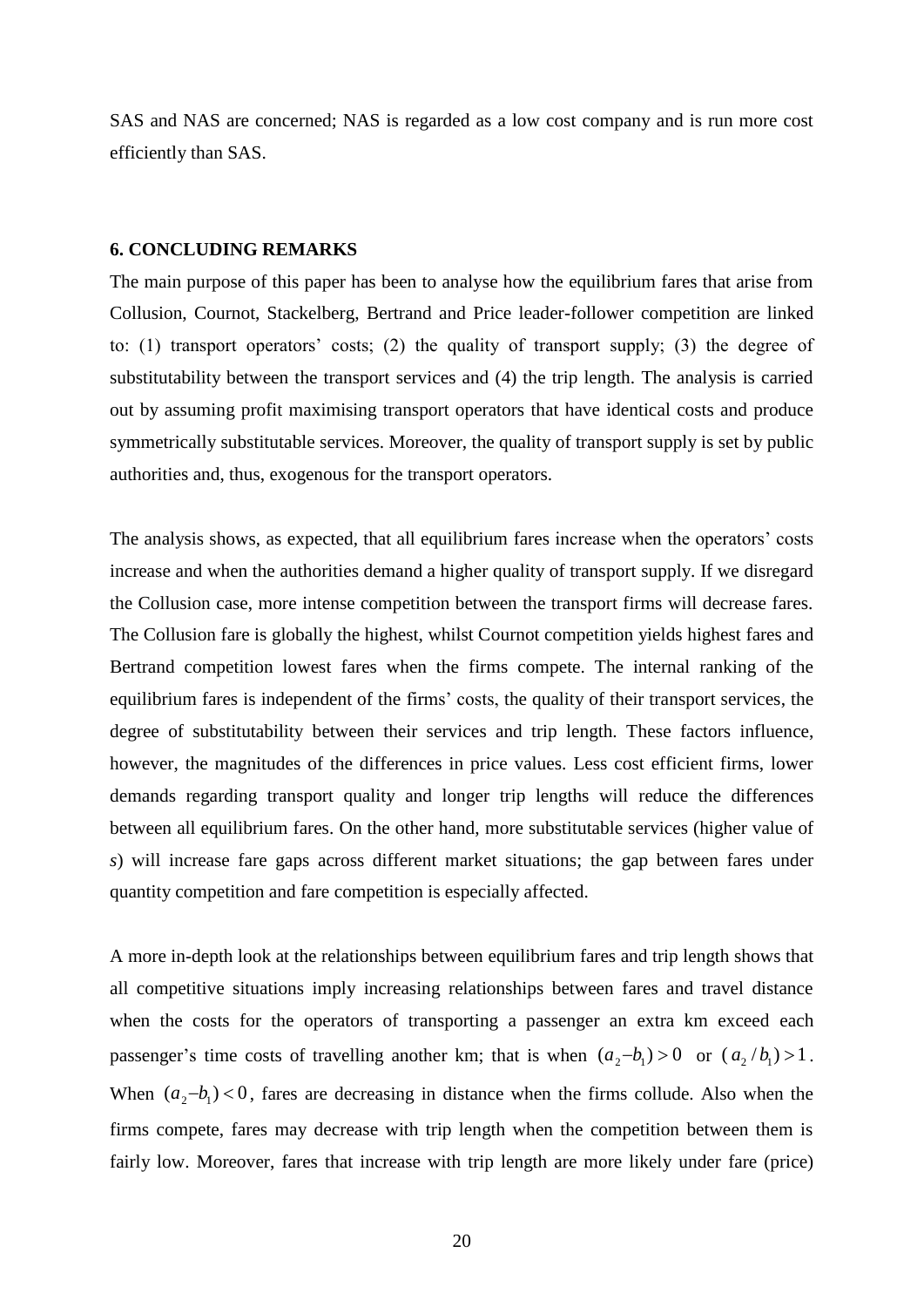SAS and NAS are concerned; NAS is regarded as a low cost company and is run more cost efficiently than SAS.

### 6. CONCLUDING REMARKS

The main purpose of this paper has been to analyse how the equilibrium fares that arise from Collusion, Cournot, Stackelberg, Bertrand and Price leader-follower competition are linked to: (1) transport operators' costs; (2) the quality of transport supply; (3) the degree of substitutability between the transport services and (4) the trip length. The analysis is carried out by assuming profit maximising transport operators that have identical costs and produce symmetrically substitutable services. Moreover, the quality of transport supply is set by public authorities and, thus, exogenous for the transport operators.

The analysis shows, as expected, that all equilibrium fares increase when the operators' costs increase and when the authorities demand a higher quality of transport supply. If we disregard the Collusion case, more intense competition between the transport firms will decrease fares. The Collusion fare is globally the highest, whilst Cournot competition yields highest fares and Bertrand competition lowest fares when the firms compete. The internal ranking of the equilibrium fares is independent of the firms' costs, the quality of their transport services, the degree of substitutability between their services and trip length. These factors influence, however, the magnitudes of the differences in price values. Less cost efficient firms, lower demands regarding transport quality and longer trip lengths will reduce the differences between all equilibrium fares. On the other hand, more substitutable services (higher value of *s*) will increase fare gaps across different market situations; the gap between fares under quantity competition and fare competition is especially affected.

A more in-depth look at the relationships between equilibrium fares and trip length shows that all competitive situations imply increasing relationships between fares and travel distance when the costs for the operators of transporting a passenger an extra km exceed each passenger's time costs of travelling another km; that is when $(a_2 - b_1) > 0$ or $(a_2 / b_1) > 1$. When $(a_2 - b_1) < 0$, fares are decreasing in distance when the firms collude. Also when the firms compete, fares may decrease with trip length when the competition between them is fairly low. Moreover, fares that increase with trip length are more likely under fare (price)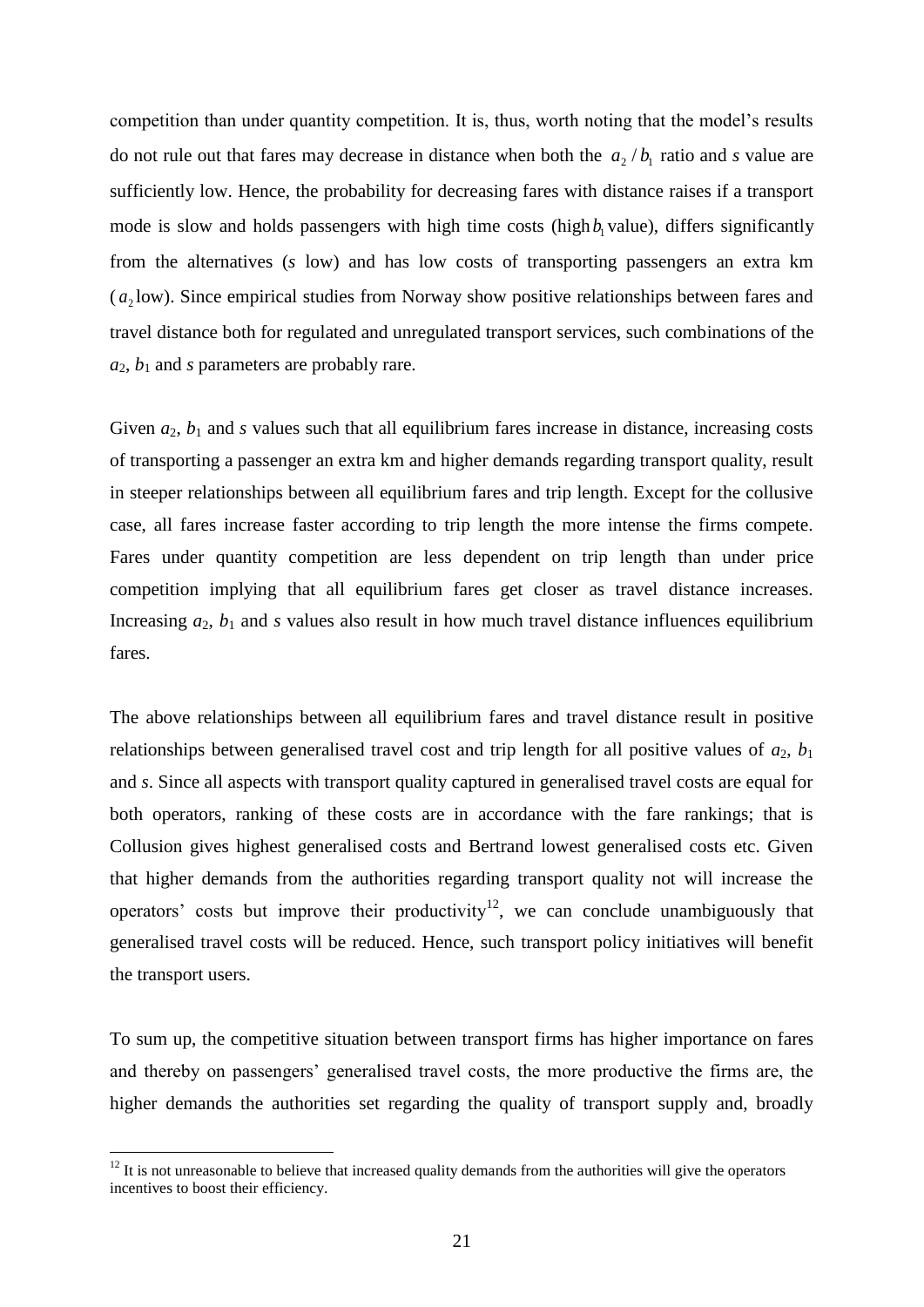competition than under quantity competition. It is, thus, worth noting that the model's results do not rule out that fares may decrease in distance when both the $a_2 / b_1$ ratio and *s* value are sufficiently low. Hence, the probability for decreasing fares with distance raises if a transport mode is slow and holds passengers with high time costs (high $b_1$ value), differs significantly from the alternatives (*s* low) and has low costs of transporting passengers an extra km ($a_2$ low). Since empirical studies from Norway show positive relationships between fares and travel distance both for regulated and unregulated transport services, such combinations of the $a_2$, $b_1$ and *s* parameters are probably rare.

Given $a_2$, $b_1$ and *s* values such that all equilibrium fares increase in distance, increasing costs of transporting a passenger an extra km and higher demands regarding transport quality, result in steeper relationships between all equilibrium fares and trip length. Except for the collusive case, all fares increase faster according to trip length the more intense the firms compete. Fares under quantity competition are less dependent on trip length than under price competition implying that all equilibrium fares get closer as travel distance increases. Increasing $a_2$, $b_1$ and *s* values also result in how much travel distance influences equilibrium fares.

The above relationships between all equilibrium fares and travel distance result in positive relationships between generalised travel cost and trip length for all positive values of $a_2$, $b_1$ and *s*. Since all aspects with transport quality captured in generalised travel costs are equal for both operators, ranking of these costs are in accordance with the fare rankings; that is Collusion gives highest generalised costs and Bertrand lowest generalised costs etc. Given that higher demands from the authorities regarding transport quality not will increase the operators' costs but improve their productivity[12], we can conclude unambiguously that generalised travel costs will be reduced. Hence, such transport policy initiatives will benefit the transport users.

To sum up, the competitive situation between transport firms has higher importance on fares and thereby on passengers' generalised travel costs, the more productive the firms are, the higher demands the authorities set regarding the quality of transport supply and, broadly

[12] It is not unreasonable to believe that increased quality demands from the authorities will give the operators incentives to boost their efficiency.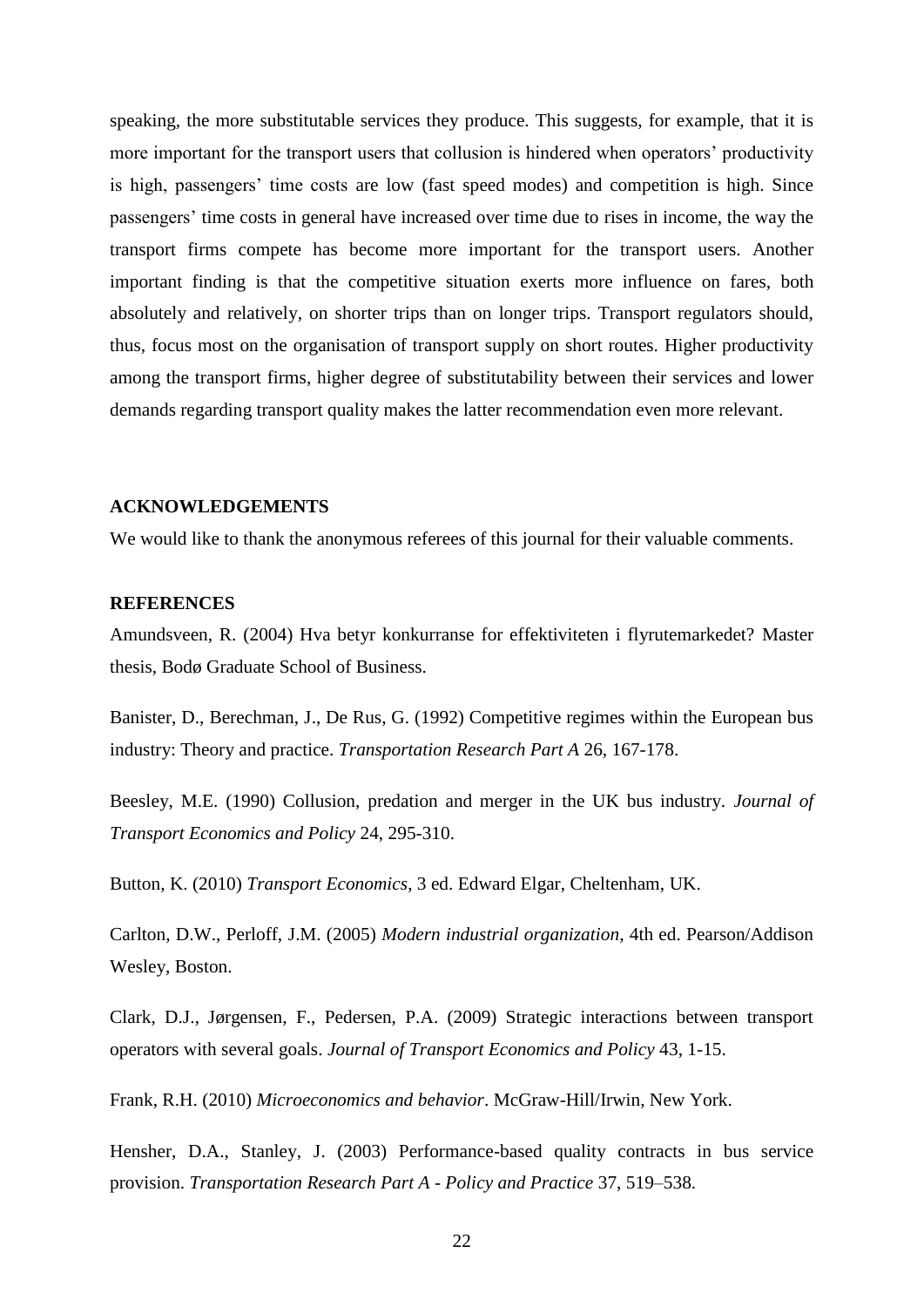speaking, the more substitutable services they produce. This suggests, for example, that it is more important for the transport users that collusion is hindered when operators' productivity is high, passengers' time costs are low (fast speed modes) and competition is high. Since passengers' time costs in general have increased over time due to rises in income, the way the transport firms compete has become more important for the transport users. Another important finding is that the competitive situation exerts more influence on fares, both absolutely and relatively, on shorter trips than on longer trips. Transport regulators should, thus, focus most on the organisation of transport supply on short routes. Higher productivity among the transport firms, higher degree of substitutability between their services and lower demands regarding transport quality makes the latter recommendation even more relevant.

## ACKNOWLEDGEMENTS

We would like to thank the anonymous referees of this journal for their valuable comments.

## REFERENCES

Amundsveen, R. (2004) Hva betyr konkurranse for effektiviteten i flyrutemarkedet? Master thesis, Bodø Graduate School of Business.

Banister, D., Berechman, J., De Rus, G. (1992) Competitive regimes within the European bus industry: Theory and practice. *Transportation Research Part A* 26, 167-178.

Beesley, M.E. (1990) Collusion, predation and merger in the UK bus industry. *Journal of Transport Economics and Policy* 24, 295-310.

Button, K. (2010) *Transport Economics*, 3 ed. Edward Elgar, Cheltenham, UK.

Carlton, D.W., Perloff, J.M. (2005) *Modern industrial organization*, 4th ed. Pearson/Addison Wesley, Boston.

Clark, D.J., Jørgensen, F., Pedersen, P.A. (2009) Strategic interactions between transport operators with several goals. *Journal of Transport Economics and Policy* 43, 1-15.

Frank, R.H. (2010) *Microeconomics and behavior*. McGraw-Hill/Irwin, New York.

Hensher, D.A., Stanley, J. (2003) Performance-based quality contracts in bus service provision. *Transportation Research Part A - Policy and Practice* 37, 519–538.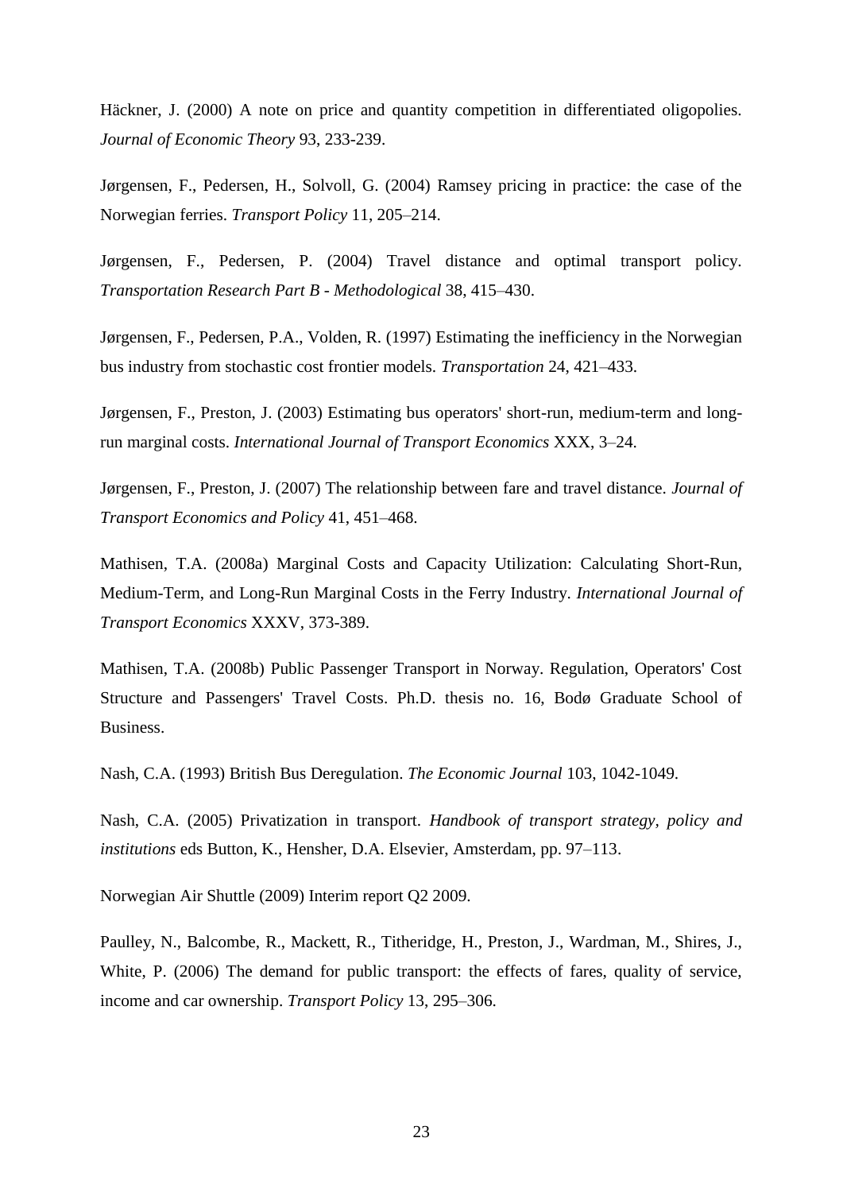Häckner, J. (2000) A note on price and quantity competition in differentiated oligopolies. *Journal of Economic Theory* 93, 233-239.

Jørgensen, F., Pedersen, H., Solvoll, G. (2004) Ramsey pricing in practice: the case of the Norwegian ferries. *Transport Policy* 11, 205–214.

Jørgensen, F., Pedersen, P. (2004) Travel distance and optimal transport policy. *Transportation Research Part B - Methodological* 38, 415–430.

Jørgensen, F., Pedersen, P.A., Volden, R. (1997) Estimating the inefficiency in the Norwegian bus industry from stochastic cost frontier models. *Transportation* 24, 421–433.

Jørgensen, F., Preston, J. (2003) Estimating bus operators' short-run, medium-term and long-run marginal costs. *International Journal of Transport Economics* XXX, 3–24.

Jørgensen, F., Preston, J. (2007) The relationship between fare and travel distance. *Journal of Transport Economics and Policy* 41, 451–468.

Mathisen, T.A. (2008a) Marginal Costs and Capacity Utilization: Calculating Short-Run, Medium-Term, and Long-Run Marginal Costs in the Ferry Industry. *International Journal of Transport Economics* XXXV, 373-389.

Mathisen, T.A. (2008b) Public Passenger Transport in Norway. Regulation, Operators' Cost Structure and Passengers' Travel Costs. Ph.D. thesis no. 16, Bodø Graduate School of Business.

Nash, C.A. (1993) British Bus Deregulation. *The Economic Journal* 103, 1042-1049.

Nash, C.A. (2005) Privatization in transport. *Handbook of transport strategy, policy and institutions* eds Button, K., Hensher, D.A. Elsevier, Amsterdam, pp. 97–113.

Norwegian Air Shuttle (2009) Interim report Q2 2009.

Paulley, N., Balcombe, R., Mackett, R., Titheridge, H., Preston, J., Wardman, M., Shires, J., White, P. (2006) The demand for public transport: the effects of fares, quality of service, income and car ownership. *Transport Policy* 13, 295–306.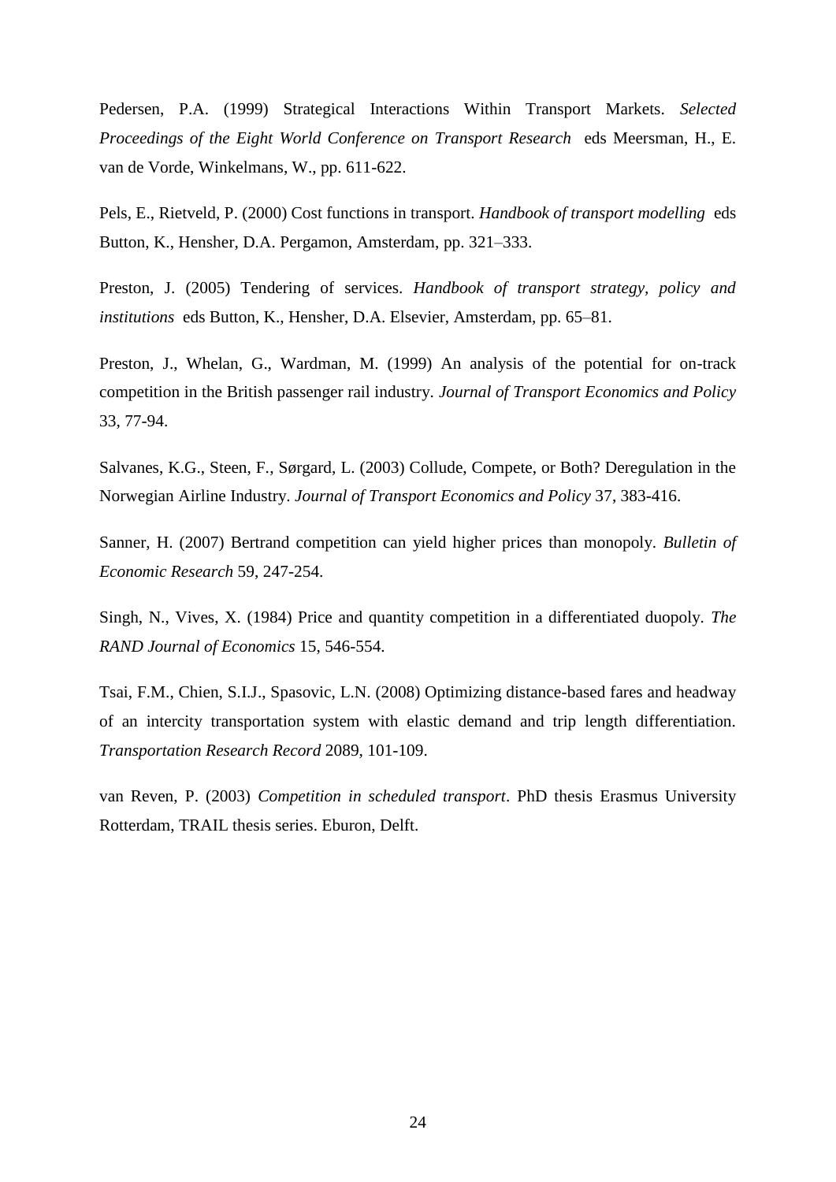Pedersen, P.A. (1999) Strategical Interactions Within Transport Markets. *Selected Proceedings of the Eight World Conference on Transport Research* eds Meersman, H., E. van de Vorde, Winkelmans, W., pp. 611-622.

Pels, E., Rietveld, P. (2000) Cost functions in transport. *Handbook of transport modelling* eds Button, K., Hensher, D.A. Pergamon, Amsterdam, pp. 321–333.

Preston, J. (2005) Tendering of services. *Handbook of transport strategy, policy and institutions* eds Button, K., Hensher, D.A. Elsevier, Amsterdam, pp. 65–81.

Preston, J., Whelan, G., Wardman, M. (1999) An analysis of the potential for on-track competition in the British passenger rail industry. *Journal of Transport Economics and Policy* 33, 77-94.

Salvanes, K.G., Steen, F., Sørgard, L. (2003) Collude, Compete, or Both? Deregulation in the Norwegian Airline Industry. *Journal of Transport Economics and Policy* 37, 383-416.

Sanner, H. (2007) Bertrand competition can yield higher prices than monopoly. *Bulletin of Economic Research* 59, 247-254.

Singh, N., Vives, X. (1984) Price and quantity competition in a differentiated duopoly. *The RAND Journal of Economics* 15, 546-554.

Tsai, F.M., Chien, S.I.J., Spasovic, L.N. (2008) Optimizing distance-based fares and headway of an intercity transportation system with elastic demand and trip length differentiation. *Transportation Research Record* 2089, 101-109.

van Reven, P. (2003) *Competition in scheduled transport*. PhD thesis Erasmus University Rotterdam, TRAIL thesis series. Eburon, Delft.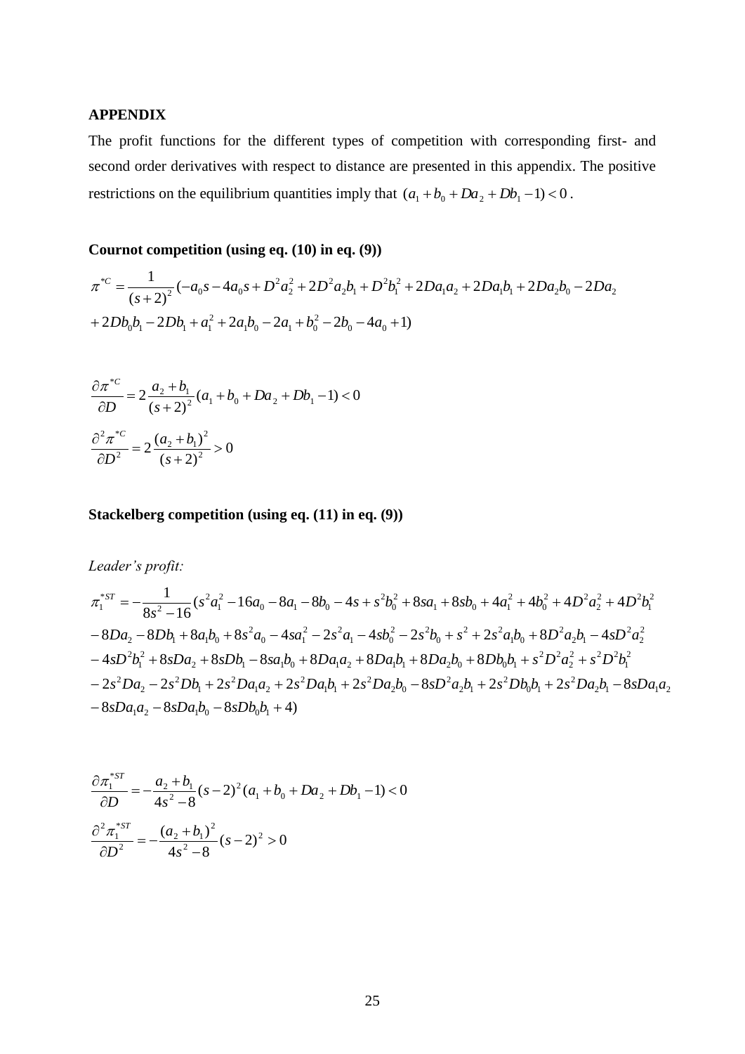## APPENDIX

The profit functions for the different types of competition with corresponding first- and second order derivatives with respect to distance are presented in this appendix. The positive restrictions on the equilibrium quantities imply that $(a_1 + b_0 + Da_2 + Db_1 - 1) < 0$.

### Cournot competition (using eq. (10) in eq. (9))

$$\pi^{*C} = \frac{1}{(s+2)^2}(-a_0 s - 4a_0 s + D^2 a_2^2 + 2D^2 a_2 b_1 + D^2 b_1^2 + 2Da_1 a_2 + 2Da_1 b_1 + 2Da_2 b_0 - 2Da_2$$
$$+ 2Db_0 b_1 - 2Db_1 + a_1^2 + 2a_1 b_0 - 2a_1 + b_0^2 - 2b_0 - 4a_0 + 1)$$

$$\frac{\partial \pi^{*C}}{\partial D} = 2\frac{a_2 + b_1}{(s+2)^2}(a_1 + b_0 + Da_2 + Db_1 - 1) < 0$$

$$\frac{\partial^2 \pi^{*C}}{\partial D^2} = 2\frac{(a_2 + b_1)^2}{(s+2)^2} > 0$$

### Stackelberg competition (using eq. (11) in eq. (9))

*Leader's profit:*

$$\pi_1^{*ST} = -\frac{1}{8s^2 - 16}(s^2 a_1^2 - 16a_0 - 8a_1 - 8b_0 - 4s + s^2 b_0^2 + 8sa_1 + 8sb_0 + 4a_1^2 + 4b_0^2 + 4D^2 a_2^2 + 4D^2 b_1^2$$
$$- 8Da_2 - 8Db_1 + 8a_1 b_0 + 8s^2 a_0 - 4sa_1^2 - 2s^2 a_1 - 4sb_0^2 - 2s^2 b_0 + s^2 + 2s^2 a_1 b_0 + 8D^2 a_2 b_1 - 4sD^2 a_2^2$$
$$- 4sD^2 b_1^2 + 8sDa_2 + 8sDb_1 - 8sa_1 b_0 + 8Da_1 a_2 + 8Da_1 b_1 + 8Da_2 b_0 + 8Db_0 b_1 + s^2 D^2 a_2^2 + s^2 D^2 b_1^2$$
$$- 2s^2 Da_2 - 2s^2 Db_1 + 2s^2 Da_1 a_2 + 2s^2 Da_1 b_1 + 2s^2 Da_2 b_0 - 8sD^2 a_2 b_1 + 2s^2 Db_0 b_1 + 2s^2 Da_2 b_1 - 8sDa_1 a_2$$
$$- 8sDa_1 a_2 - 8sDa_1 b_0 - 8sDb_0 b_1 + 4)$$

$$\frac{\partial \pi_1^{*ST}}{\partial D} = -\frac{a_2 + b_1}{4s^2 - 8}(s-2)^2 (a_1 + b_0 + Da_2 + Db_1 - 1) < 0$$

$$\frac{\partial^2 \pi_1^{*ST}}{\partial D^2} = -\frac{(a_2 + b_1)^2}{4s^2 - 8}(s-2)^2 > 0$$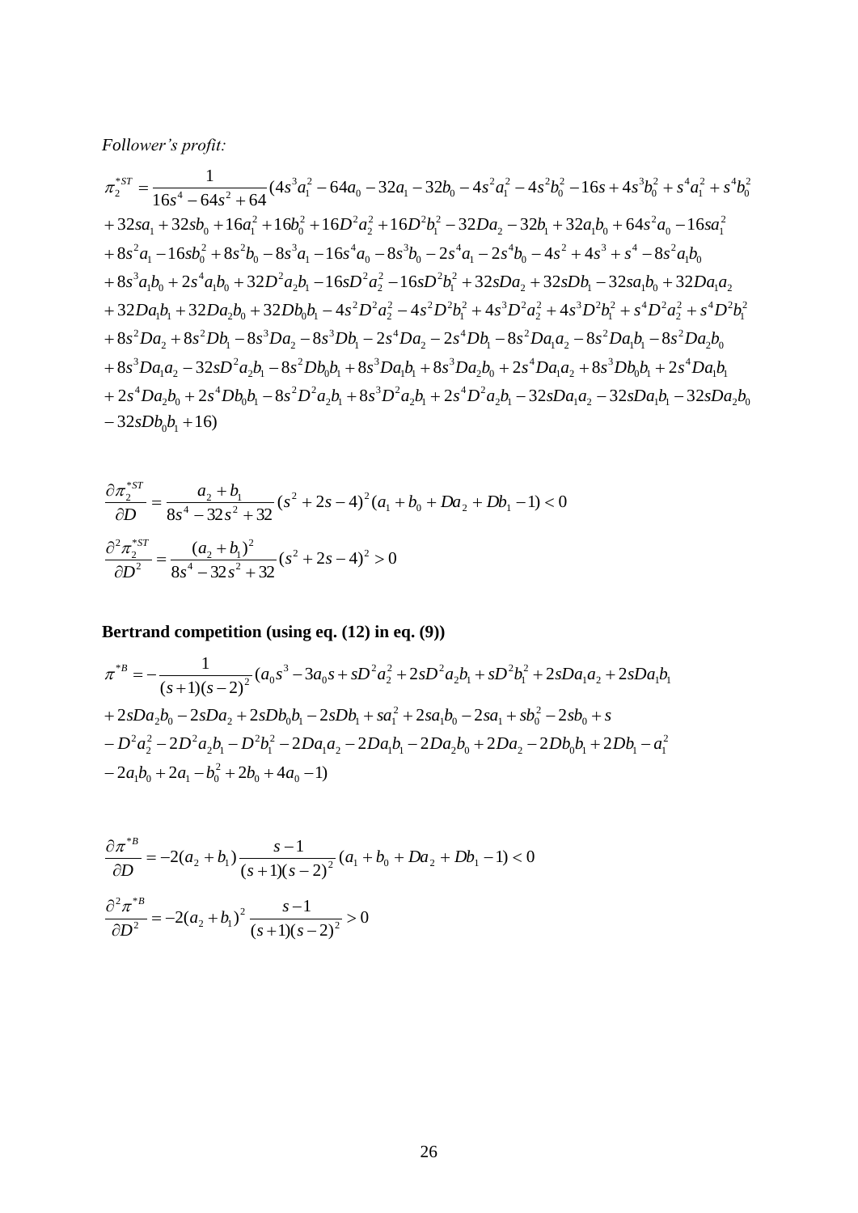*Follower's profit:*

$$\pi_2^{*ST} = \frac{1}{16s^4 - 64s^2 + 64}(4s^3 a_1^2 - 64a_0 - 32a_1 - 32b_0 - 4s^2 a_1^2 - 4s^2 b_0^2 - 16s + 4s^3 b_0^2 + s^4 a_1^2 + s^4 b_0^2$$
$$+ 32sa_1 + 32sb_0 + 16a_1^2 + 16b_0^2 + 16D^2 a_2^2 + 16D^2 b_1^2 - 32Da_2 - 32b_1 + 32a_1 b_0 + 64s^2 a_0 - 16sa_1^2$$
$$+ 8s^2 a_1 - 16sb_0^2 + 8s^2 b_0 - 8s^3 a_1 - 16s^4 a_0 - 8s^3 b_0 - 2s^4 a_1 - 2s^4 b_0 - 4s^2 + 4s^3 + s^4 - 8s^2 a_1 b_0$$
$$+ 8s^3 a_1 b_0 + 2s^4 a_1 b_0 + 32D^2 a_2 b_1 - 16sD^2 a_2^2 - 16sD^2 b_1^2 + 32sDa_2 + 32sDb_1 - 32sa_1 b_0 + 32Da_1 a_2$$
$$+ 32Da_1 b_1 + 32Da_2 b_0 + 32Db_0 b_1 - 4s^2 D^2 a_2^2 - 4s^2 D^2 b_1^2 + 4s^3 D^2 a_2^2 + 4s^3 D^2 b_1^2 + s^4 D^2 a_2^2 + s^4 D^2 b_1^2$$
$$+ 8s^2 Da_2 + 8s^2 Db_1 - 8s^3 Da_2 - 8s^3 Db_1 - 2s^4 Da_2 - 2s^4 Db_1 - 8s^2 Da_1 a_2 - 8s^2 Da_1 b_1 - 8s^2 Da_2 b_0$$
$$+ 8s^3 Da_1 a_2 - 32sD^2 a_2 b_1 - 8s^2 Db_0 b_1 + 8s^3 Da_1 b_1 + 8s^3 Da_2 b_0 + 2s^4 Da_1 a_2 + 8s^3 Db_0 b_1 + 2s^4 Da_1 b_1$$
$$+ 2s^4 Da_2 b_0 + 2s^4 Db_0 b_1 - 8s^2 D^2 a_2 b_1 + 8s^3 D^2 a_2 b_1 + 2s^4 D^2 a_2 b_1 - 32sDa_1 a_2 - 32sDa_1 b_1 - 32sDa_2 b_0$$
$$- 32sDb_0 b_1 + 16)$$

$$\frac{\partial \pi_2^{*ST}}{\partial D} = \frac{a_2 + b_1}{8s^4 - 32s^2 + 32}(s^2 + 2s - 4)^2 (a_1 + b_0 + Da_2 + Db_1 - 1) < 0$$

$$\frac{\partial^2 \pi_2^{*ST}}{\partial D^2} = \frac{(a_2 + b_1)^2}{8s^4 - 32s^2 + 32}(s^2 + 2s - 4)^2 > 0$$

**Bertrand competition (using eq. (12) in eq. (9))**

$$\pi^{*B} = -\frac{1}{(s+1)(s-2)^2}(a_0 s^3 - 3a_0 s + sD^2 a_2^2 + 2sD^2 a_2 b_1 + sD^2 b_1^2 + 2sDa_1 a_2 + 2sDa_1 b_1$$
$$+ 2sDa_2 b_0 - 2sDa_2 + 2sDb_0 b_1 - 2sDb_1 + sa_1^2 + 2sa_1 b_0 - 2sa_1 + sb_0^2 - 2sb_0 + s$$
$$- D^2 a_2^2 - 2D^2 a_2 b_1 - D^2 b_1^2 - 2Da_1 a_2 - 2Da_1 b_1 - 2Da_2 b_0 + 2Da_2 - 2Db_0 b_1 + 2Db_1 - a_1^2$$
$$- 2a_1 b_0 + 2a_1 - b_0^2 + 2b_0 + 4a_0 - 1)$$

$$\frac{\partial \pi^{*B}}{\partial D} = -2(a_2 + b_1)\frac{s-1}{(s+1)(s-2)^2}(a_1 + b_0 + Da_2 + Db_1 - 1) < 0$$

$$\frac{\partial^2 \pi^{*B}}{\partial D^2} = -2(a_2 + b_1)^2 \frac{s-1}{(s+1)(s-2)^2} > 0$$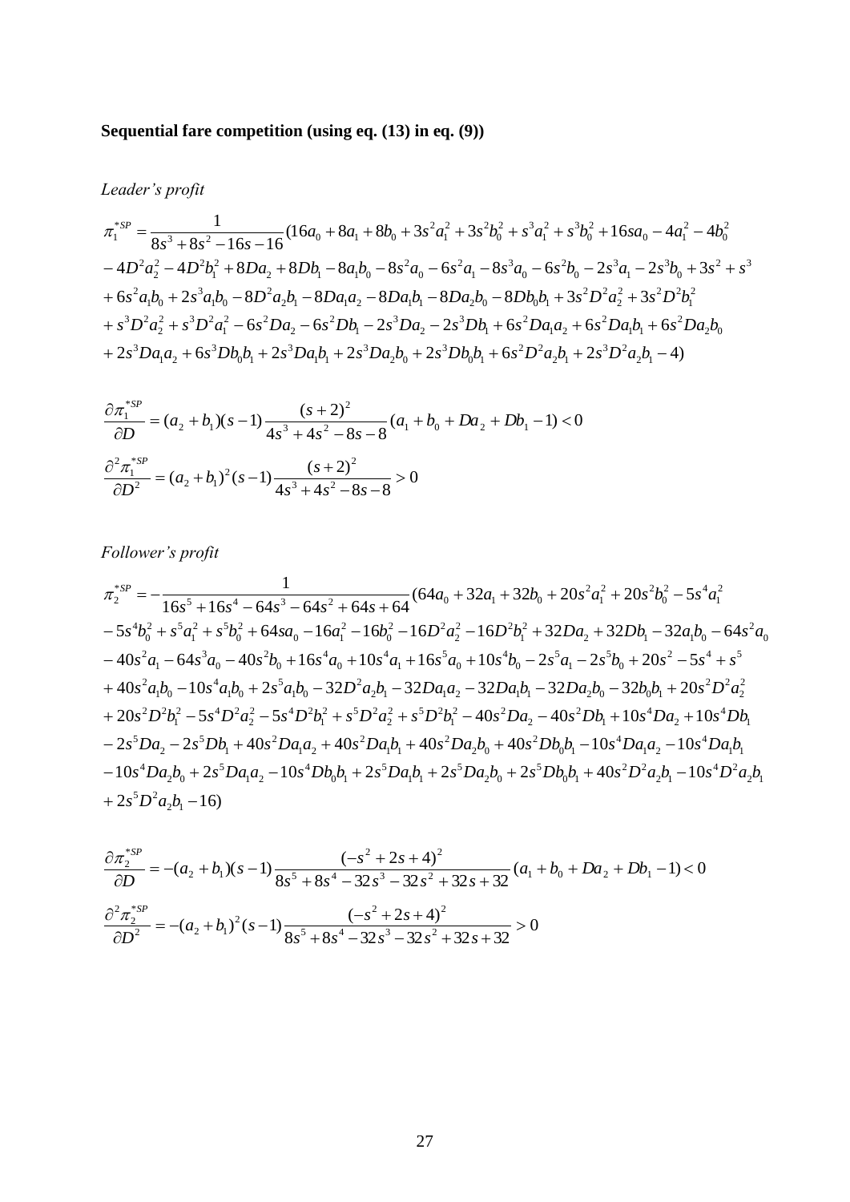**Sequential fare competition (using eq. (13) in eq. (9))**

*Leader's profit*

$$\pi_1^{*SP} = \frac{1}{8s^3+8s^2-16s-16}(16a_0 + 8a_1 + 8b_0 + 3s^2a_1^2 + 3s^2b_0^2 + s^3a_1^2 + s^3b_0^2 + 16sa_0 - 4a_1^2 - 4b_0^2$$
$$- 4D^2a_2^2 - 4D^2b_1^2 + 8Da_2 + 8Db_1 - 8a_1b_0 - 8s^2a_0 - 6s^2a_1 - 8s^3a_0 - 6s^2b_0 - 2s^3a_1 - 2s^3b_0 + 3s^2 + s^3$$
$$+ 6s^2a_1b_0 + 2s^3a_1b_0 - 8D^2a_2b_1 - 8Da_1a_2 - 8Da_1b_1 - 8Da_2b_0 - 8Db_0b_1 + 3s^2D^2a_2^2 + 3s^2D^2b_1^2$$
$$+ s^3D^2a_2^2 + s^3D^2a_1^2 - 6s^2Da_2 - 6s^2Db_1 - 2s^3Da_2 - 2s^3Db_1 + 6s^2Da_1a_2 + 6s^2Da_1b_1 + 6s^2Da_2b_0$$
$$+ 2s^3Da_1a_2 + 6s^3Db_0b_1 + 2s^3Da_1b_1 + 2s^3Da_2b_0 + 2s^3Db_0b_1 + 6s^2D^2a_2b_1 + 2s^3D^2a_2b_1 - 4)$$

$$\frac{\partial \pi_1^{*SP}}{\partial D} = (a_2 + b_1)(s-1)\frac{(s+2)^2}{4s^3+4s^2-8s-8}(a_1 + b_0 + Da_2 + Db_1 - 1) < 0$$

$$\frac{\partial^2 \pi_1^{*SP}}{\partial D^2} = (a_2 + b_1)^2(s-1)\frac{(s+2)^2}{4s^3+4s^2-8s-8} > 0$$

*Follower's profit*

$$\pi_2^{*SP} = -\frac{1}{16s^5+16s^4-64s^3-64s^2+64s+64}(64a_0 + 32a_1 + 32b_0 + 20s^2a_1^2 + 20s^2b_0^2 - 5s^4a_1^2$$
$$- 5s^4b_0^2 + s^5a_1^2 + s^5b_0^2 + 64sa_0 - 16a_1^2 - 16b_0^2 - 16D^2a_2^2 - 16D^2b_1^2 + 32Da_2 + 32Db_1 - 32a_1b_0 - 64s^2a_0$$
$$- 40s^2a_1 - 64s^3a_0 - 40s^2b_0 + 16s^4a_0 + 10s^4a_1 + 16s^5a_0 + 10s^4b_0 - 2s^5a_1 - 2s^5b_0 + 20s^2 - 5s^4 + s^5$$
$$+ 40s^2a_1b_0 - 10s^4a_1b_0 + 2s^5a_1b_0 - 32D^2a_2b_1 - 32Da_1a_2 - 32Da_1b_1 - 32Da_2b_0 - 32b_0b_1 + 20s^2D^2a_2^2$$
$$+ 20s^2D^2b_1^2 - 5s^4D^2a_2^2 - 5s^4D^2b_1^2 + s^5D^2a_2^2 + s^5D^2b_1^2 - 40s^2Da_2 - 40s^2Db_1 + 10s^4Da_2 + 10s^4Db_1$$
$$- 2s^5Da_2 - 2s^5Db_1 + 40s^2Da_1a_2 + 40s^2Da_1b_1 + 40s^2Da_2b_0 + 40s^2Db_0b_1 - 10s^4Da_1a_2 - 10s^4Da_1b_1$$
$$- 10s^4Da_2b_0 + 2s^5Da_1a_2 - 10s^4Db_0b_1 + 2s^5Da_1b_1 + 2s^5Da_2b_0 + 2s^5Db_0b_1 + 40s^2D^2a_2b_1 - 10s^4D^2a_2b_1$$
$$+ 2s^5D^2a_2b_1 - 16)$$

$$\frac{\partial \pi_2^{*SP}}{\partial D} = -(a_2 + b_1)(s-1)\frac{(-s^2+2s+4)^2}{8s^5+8s^4-32s^3-32s^2+32s+32}(a_1 + b_0 + Da_2 + Db_1 - 1) < 0$$

$$\frac{\partial^2 \pi_2^{*SP}}{\partial D^2} = -(a_2 + b_1)^2(s-1)\frac{(-s^2+2s+4)^2}{8s^5+8s^4-32s^3-32s^2+32s+32} > 0$$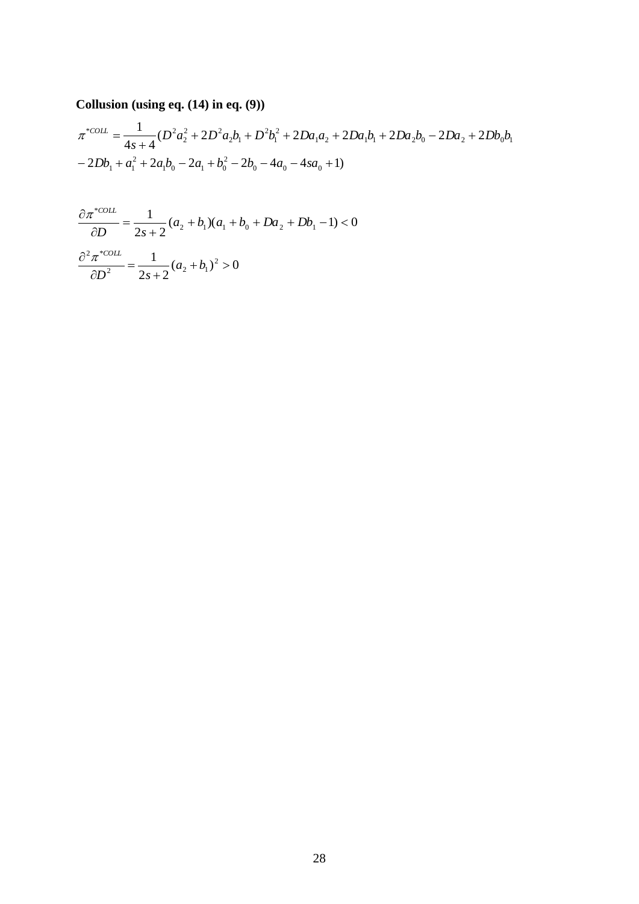**Collusion (using eq. (14) in eq. (9))**

$$\pi^{*COLL} = \frac{1}{4s+4}(D^2a_2^2 + 2D^2a_2b_1 + D^2b_1^2 + 2Da_1a_2 + 2Da_1b_1 + 2Da_2b_0 - 2Da_2 + 2Db_0b_1$$
$$- 2Db_1 + a_1^2 + 2a_1b_0 - 2a_1 + b_0^2 - 2b_0 - 4a_0 - 4sa_0 + 1)$$

$$\frac{\partial \pi^{*COLL}}{\partial D} = \frac{1}{2s+2}(a_2 + b_1)(a_1 + b_0 + Da_2 + Db_1 - 1) < 0$$

$$\frac{\partial^2 \pi^{*COLL}}{\partial D^2} = \frac{1}{2s+2}(a_2 + b_1)^2 > 0$$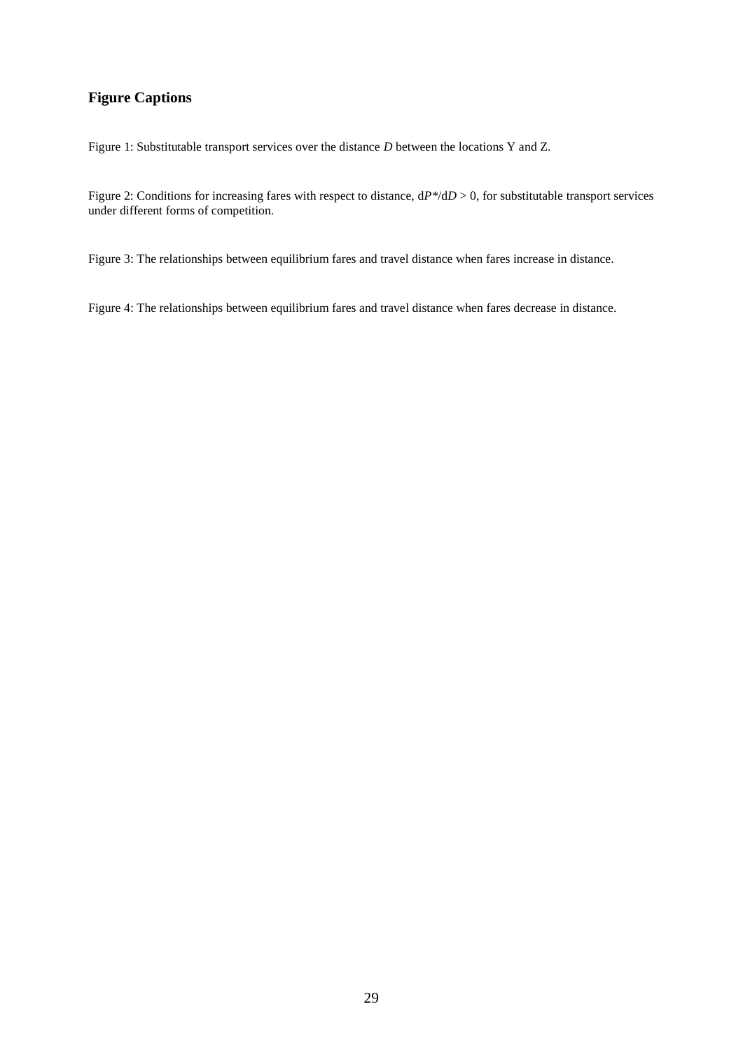## Figure Captions

Figure 1: Substitutable transport services over the distance $D$ between the locations Y and Z.

Figure 2: Conditions for increasing fares with respect to distance, $\mathrm{d}P^*/\mathrm{d}D > 0$, for substitutable transport services under different forms of competition.

Figure 3: The relationships between equilibrium fares and travel distance when fares increase in distance.

Figure 4: The relationships between equilibrium fares and travel distance when fares decrease in distance.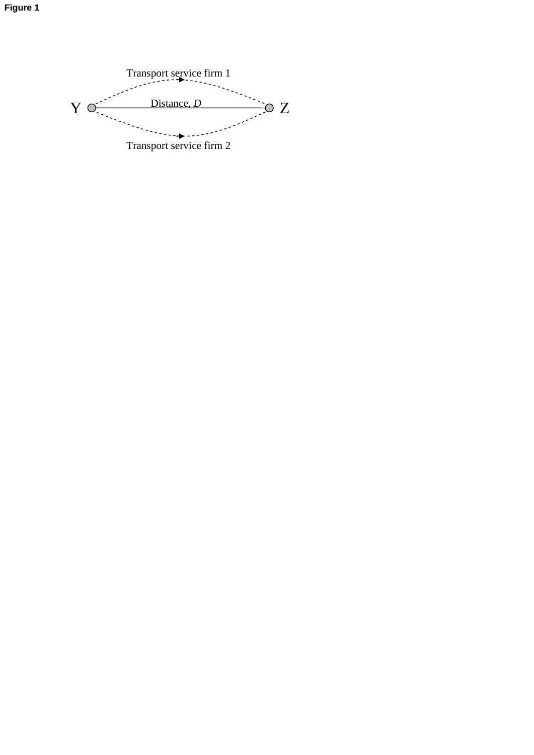**Figure 1**

Transport service firm 1

Y

Distance, $D$

Z

Transport service firm 2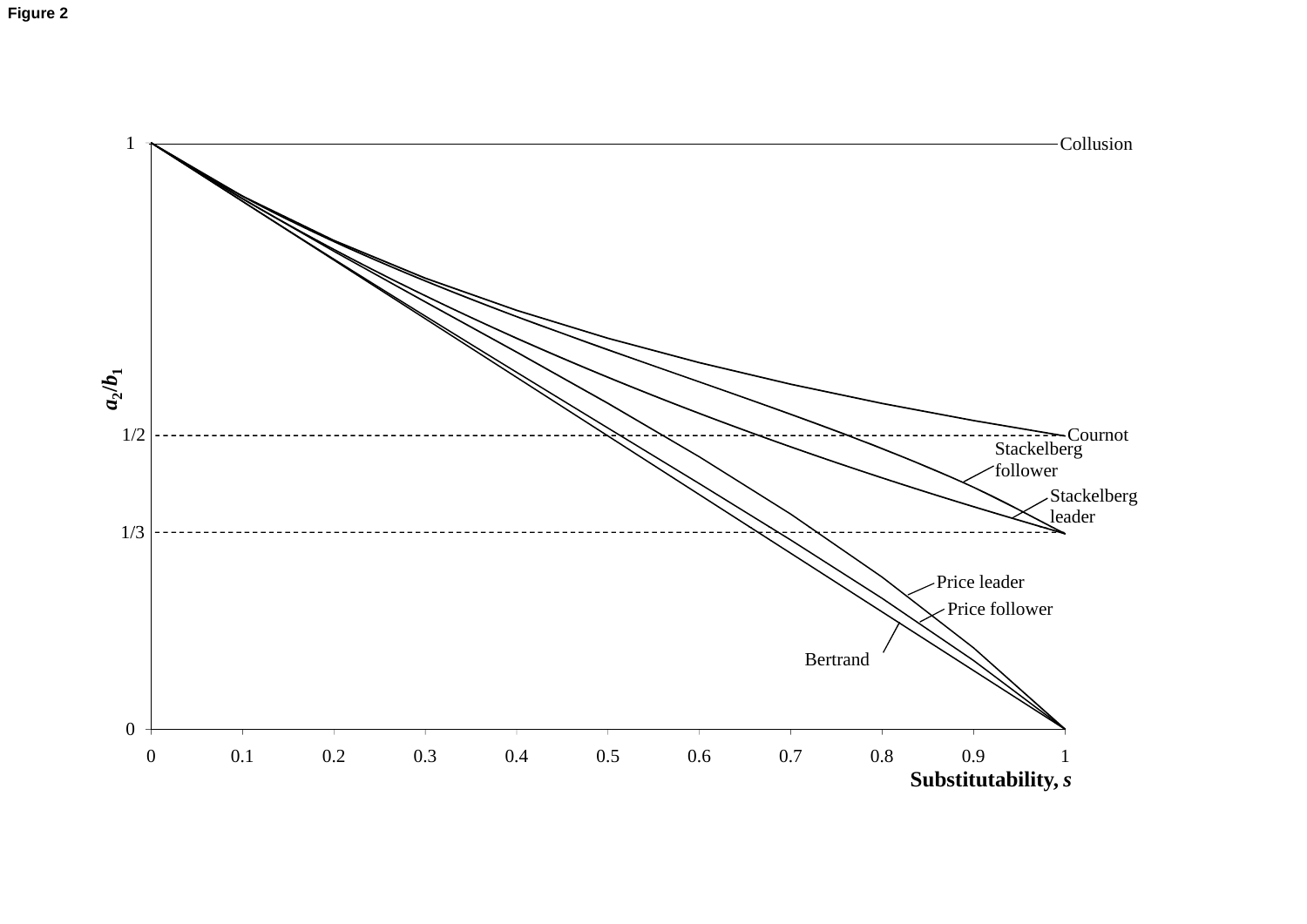Figure 2

1

1/2

1/3

0

$a_2/b_1$

Collusion

Cournot

Stackelberg follower

Stackelberg leader

Price leader

Price follower

Bertrand

0 0.1 0.2 0.3 0.4 0.5 0.6 0.7 0.8 0.9 1

**Substitutability, *s***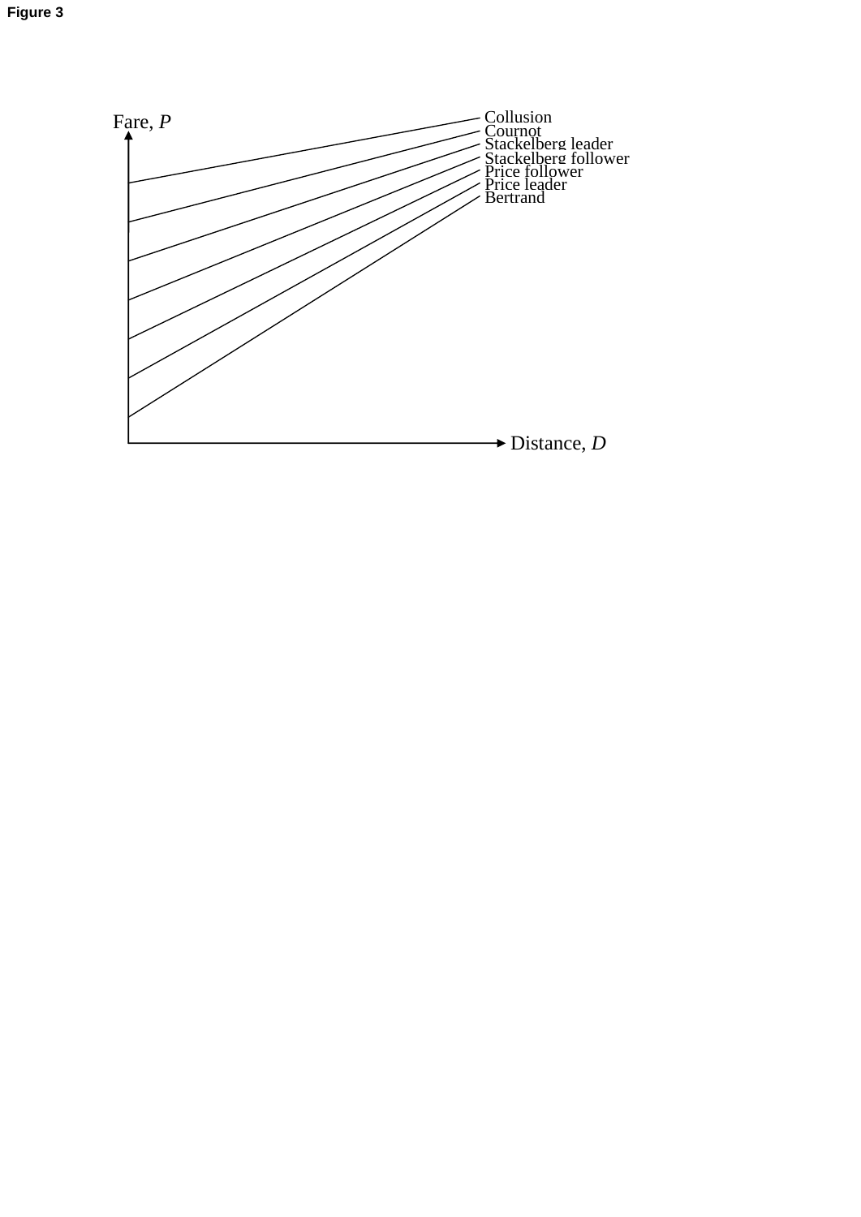Figure 3

Fare, $P$

Collusion
Cournot
Stackelberg leader
Stackelberg follower
Price follower
Price leader
Bertrand

Distance, $D$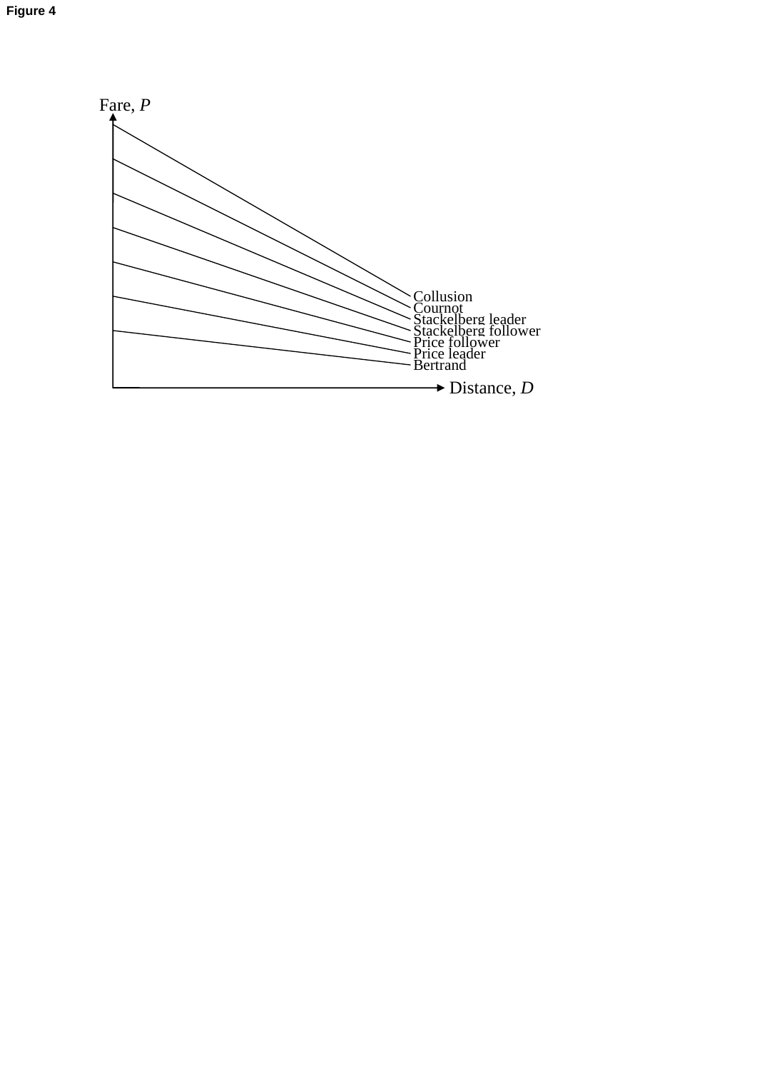**Figure 4**

Fare, $P$

Collusion
Cournot
Stackelberg leader
Stackelberg follower
Price follower
Price leader
Bertrand

Distance, $D$